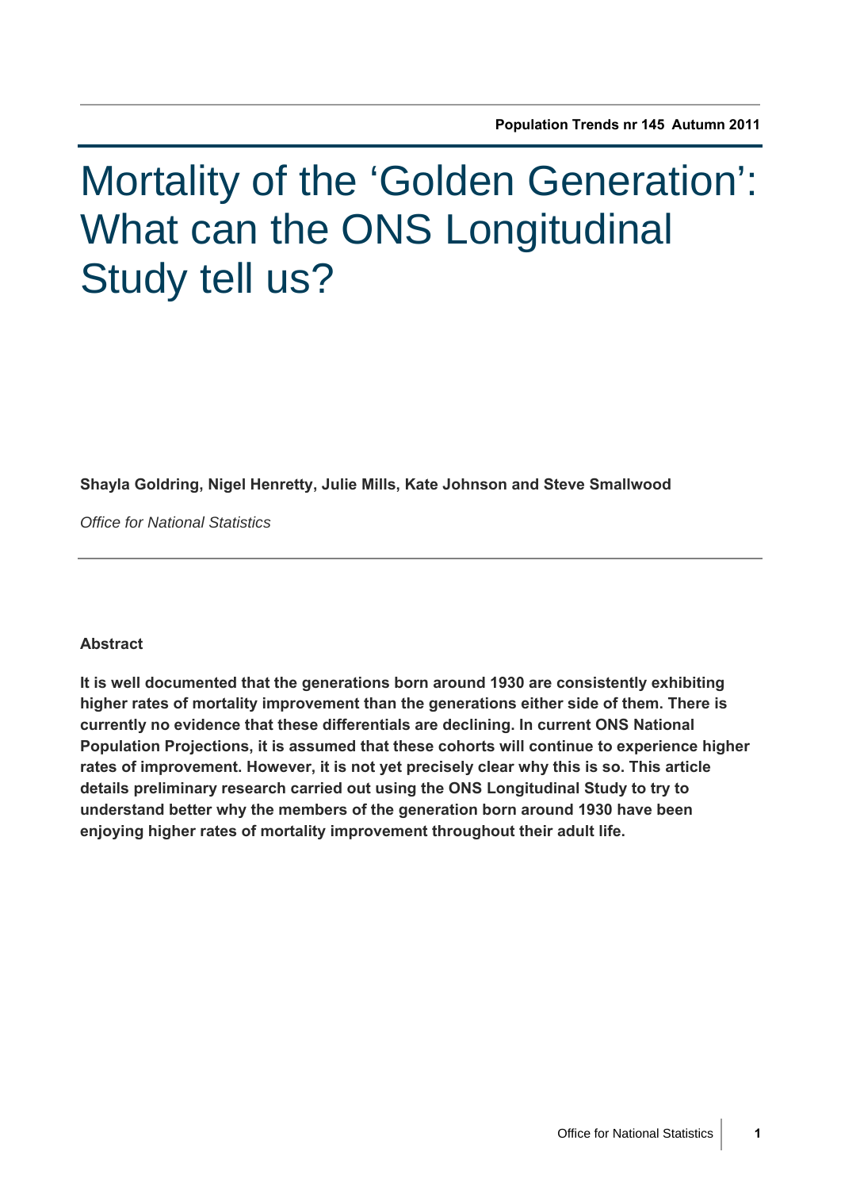# Mortality of the 'Golden Generation': What can the ONS Longitudinal Study tell us?

**Shayla Goldring, Nigel Henretty, Julie Mills, Kate Johnson and Steve Smallwood**

*Office for National Statistics*

**Abstract**

**It is well documented that the generations born around 1930 are consistently exhibiting higher rates of mortality improvement than the generations either side of them. There is currently no evidence that these differentials are declining. In current ONS National Population Projections, it is assumed that these cohorts will continue to experience higher rates of improvement. However, it is not yet precisely clear why this is so. This article details preliminary research carried out using the ONS Longitudinal Study to try to understand better why the members of the generation born around 1930 have been enjoying higher rates of mortality improvement throughout their adult life.**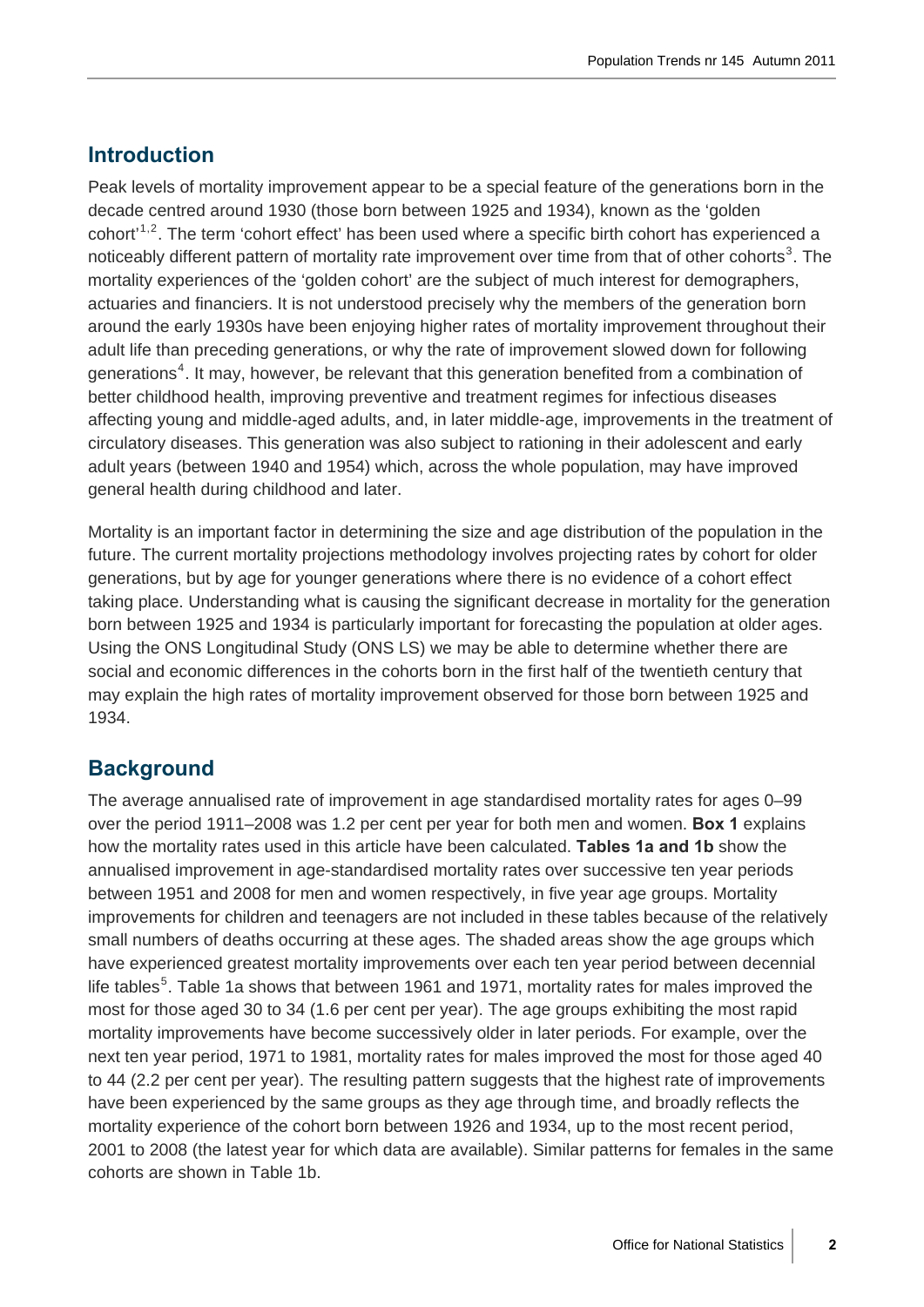## Introduction

Peak levels of mortality improvement appear to be a special feature of the generations born in the decade centred around 1930 (those born between 1925 and 1934), known as the 'golden cohort'[1,2]. The term 'cohort effect' has been used where a specific birth cohort has experienced a noticeably different pattern of mortality rate improvement over time from that of other cohorts[3]. The mortality experiences of the 'golden cohort' are the subject of much interest for demographers, actuaries and financiers. It is not understood precisely why the members of the generation born around the early 1930s have been enjoying higher rates of mortality improvement throughout their adult life than preceding generations, or why the rate of improvement slowed down for following generations[4]. It may, however, be relevant that this generation benefited from a combination of better childhood health, improving preventive and treatment regimes for infectious diseases affecting young and middle-aged adults, and, in later middle-age, improvements in the treatment of circulatory diseases. This generation was also subject to rationing in their adolescent and early adult years (between 1940 and 1954) which, across the whole population, may have improved general health during childhood and later.

Mortality is an important factor in determining the size and age distribution of the population in the future. The current mortality projections methodology involves projecting rates by cohort for older generations, but by age for younger generations where there is no evidence of a cohort effect taking place. Understanding what is causing the significant decrease in mortality for the generation born between 1925 and 1934 is particularly important for forecasting the population at older ages. Using the ONS Longitudinal Study (ONS LS) we may be able to determine whether there are social and economic differences in the cohorts born in the first half of the twentieth century that may explain the high rates of mortality improvement observed for those born between 1925 and 1934.

## Background

The average annualised rate of improvement in age standardised mortality rates for ages 0–99 over the period 1911–2008 was 1.2 per cent per year for both men and women. **Box 1** explains how the mortality rates used in this article have been calculated. **Tables 1a and 1b** show the annualised improvement in age-standardised mortality rates over successive ten year periods between 1951 and 2008 for men and women respectively, in five year age groups. Mortality improvements for children and teenagers are not included in these tables because of the relatively small numbers of deaths occurring at these ages. The shaded areas show the age groups which have experienced greatest mortality improvements over each ten year period between decennial life tables[5]. Table 1a shows that between 1961 and 1971, mortality rates for males improved the most for those aged 30 to 34 (1.6 per cent per year). The age groups exhibiting the most rapid mortality improvements have become successively older in later periods. For example, over the next ten year period, 1971 to 1981, mortality rates for males improved the most for those aged 40 to 44 (2.2 per cent per year). The resulting pattern suggests that the highest rate of improvements have been experienced by the same groups as they age through time, and broadly reflects the mortality experience of the cohort born between 1926 and 1934, up to the most recent period, 2001 to 2008 (the latest year for which data are available). Similar patterns for females in the same cohorts are shown in Table 1b.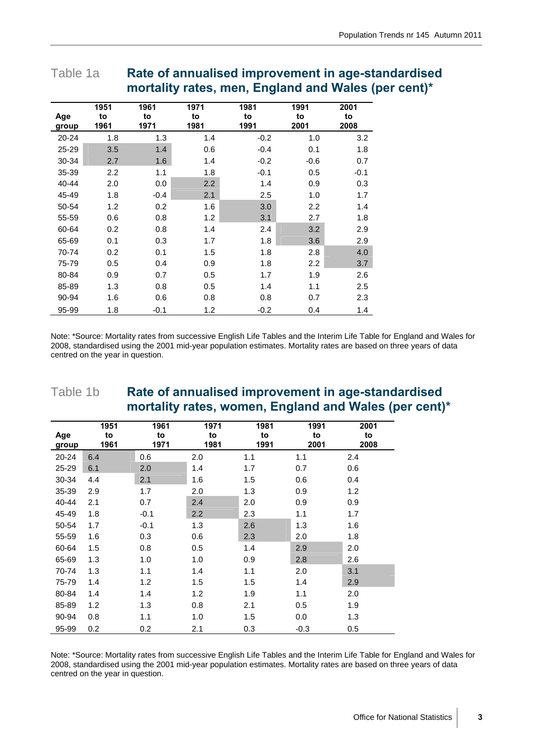## Table 1a Rate of annualised improvement in age-standardised mortality rates, men, England and Wales (per cent)*

| Age group | 1951 to 1961 | 1961 to 1971 | 1971 to 1981 | 1981 to 1991 | 1991 to 2001 | 2001 to 2008 |
|---|---|---|---|---|---|---|
| 20-24 | 1.8 | 1.3 | 1.4 | -0.2 | 1.0 | 3.2 |
| 25-29 | 3.5 | 1.4 | 0.6 | -0.4 | 0.1 | 1.8 |
| 30-34 | 2.7 | 1.6 | 1.4 | -0.2 | -0.6 | 0.7 |
| 35-39 | 2.2 | 1.1 | 1.8 | -0.1 | 0.5 | -0.1 |
| 40-44 | 2.0 | 0.0 | 2.2 | 1.4 | 0.9 | 0.3 |
| 45-49 | 1.8 | -0.4 | 2.1 | 2.5 | 1.0 | 1.7 |
| 50-54 | 1.2 | 0.2 | 1.6 | 3.0 | 2.2 | 1.4 |
| 55-59 | 0.6 | 0.8 | 1.2 | 3.1 | 2.7 | 1.8 |
| 60-64 | 0.2 | 0.8 | 1.4 | 2.4 | 3.2 | 2.9 |
| 65-69 | 0.1 | 0.3 | 1.7 | 1.8 | 3.6 | 2.9 |
| 70-74 | 0.2 | 0.1 | 1.5 | 1.8 | 2.8 | 4.0 |
| 75-79 | 0.5 | 0.4 | 0.9 | 1.8 | 2.2 | 3.7 |
| 80-84 | 0.9 | 0.7 | 0.5 | 1.7 | 1.9 | 2.6 |
| 85-89 | 1.3 | 0.8 | 0.5 | 1.4 | 1.1 | 2.5 |
| 90-94 | 1.6 | 0.6 | 0.8 | 0.8 | 0.7 | 2.3 |
| 95-99 | 1.8 | -0.1 | 1.2 | -0.2 | 0.4 | 1.4 |

Note: *Source: Mortality rates from successive English Life Tables and the Interim Life Table for England and Wales for 2008, standardised using the 2001 mid-year population estimates. Mortality rates are based on three years of data centred on the year in question.

## Table 1b Rate of annualised improvement in age-standardised mortality rates, women, England and Wales (per cent)*

| Age group | 1951 to 1961 | 1961 to 1971 | 1971 to 1981 | 1981 to 1991 | 1991 to 2001 | 2001 to 2008 |
|---|---|---|---|---|---|---|
| 20-24 | 6.4 | 0.6 | 2.0 | 1.1 | 1.1 | 2.4 |
| 25-29 | 6.1 | 2.0 | 1.4 | 1.7 | 0.7 | 0.6 |
| 30-34 | 4.4 | 2.1 | 1.6 | 1.5 | 0.6 | 0.4 |
| 35-39 | 2.9 | 1.7 | 2.0 | 1.3 | 0.9 | 1.2 |
| 40-44 | 2.1 | 0.7 | 2.4 | 2.0 | 0.9 | 0.9 |
| 45-49 | 1.8 | -0.1 | 2.2 | 2.3 | 1.1 | 1.7 |
| 50-54 | 1.7 | -0.1 | 1.3 | 2.6 | 1.3 | 1.6 |
| 55-59 | 1.6 | 0.3 | 0.6 | 2.3 | 2.0 | 1.8 |
| 60-64 | 1.5 | 0.8 | 0.5 | 1.4 | 2.9 | 2.0 |
| 65-69 | 1.3 | 1.0 | 1.0 | 0.9 | 2.8 | 2.6 |
| 70-74 | 1.3 | 1.1 | 1.4 | 1.1 | 2.0 | 3.1 |
| 75-79 | 1.4 | 1.2 | 1.5 | 1.5 | 1.4 | 2.9 |
| 80-84 | 1.4 | 1.4 | 1.2 | 1.9 | 1.1 | 2.0 |
| 85-89 | 1.2 | 1.3 | 0.8 | 2.1 | 0.5 | 1.9 |
| 90-94 | 0.8 | 1.1 | 1.0 | 1.5 | 0.0 | 1.3 |
| 95-99 | 0.2 | 0.2 | 2.1 | 0.3 | -0.3 | 0.5 |

Note: *Source: Mortality rates from successive English Life Tables and the Interim Life Table for England and Wales for 2008, standardised using the 2001 mid-year population estimates. Mortality rates are based on three years of data centred on the year in question.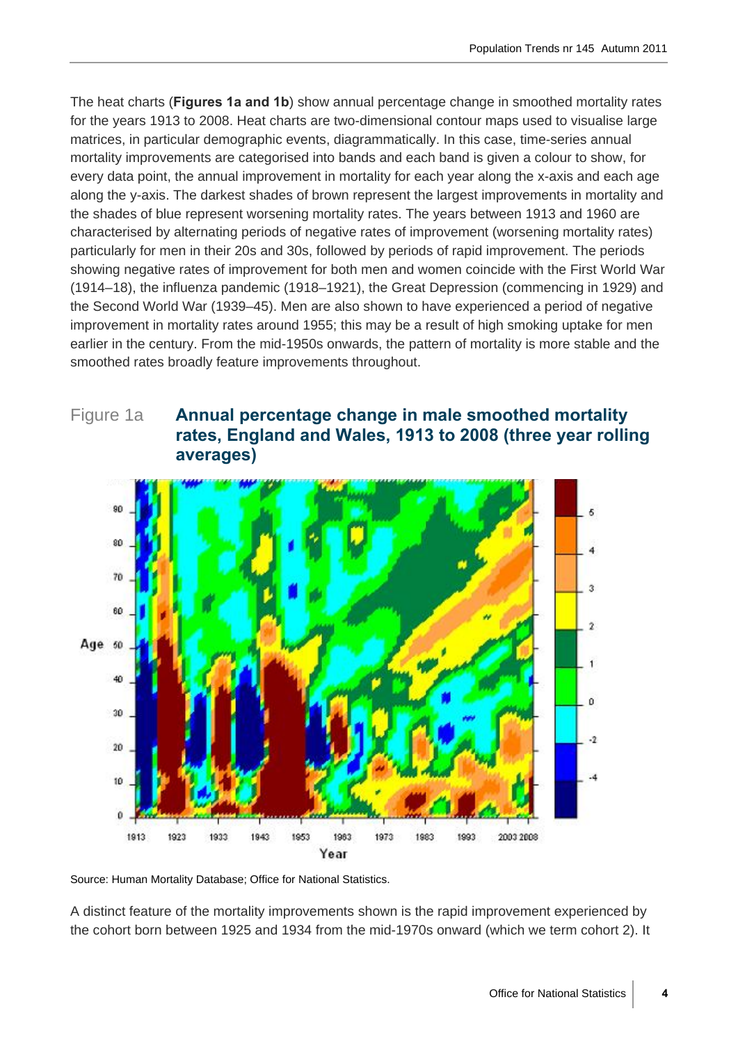The heat charts (**Figures 1a and 1b**) show annual percentage change in smoothed mortality rates for the years 1913 to 2008. Heat charts are two-dimensional contour maps used to visualise large matrices, in particular demographic events, diagrammatically. In this case, time-series annual mortality improvements are categorised into bands and each band is given a colour to show, for every data point, the annual improvement in mortality for each year along the x-axis and each age along the y-axis. The darkest shades of brown represent the largest improvements in mortality and the shades of blue represent worsening mortality rates. The years between 1913 and 1960 are characterised by alternating periods of negative rates of improvement (worsening mortality rates) particularly for men in their 20s and 30s, followed by periods of rapid improvement. The periods showing negative rates of improvement for both men and women coincide with the First World War (1914–18), the influenza pandemic (1918–1921), the Great Depression (commencing in 1929) and the Second World War (1939–45). Men are also shown to have experienced a period of negative improvement in mortality rates around 1955; this may be a result of high smoking uptake for men earlier in the century. From the mid-1950s onwards, the pattern of mortality is more stable and the smoothed rates broadly feature improvements throughout.

## Figure 1a **Annual percentage change in male smoothed mortality rates, England and Wales, 1913 to 2008 (three year rolling averages)**

Source: Human Mortality Database; Office for National Statistics.

A distinct feature of the mortality improvements shown is the rapid improvement experienced by the cohort born between 1925 and 1934 from the mid-1970s onward (which we term cohort 2). It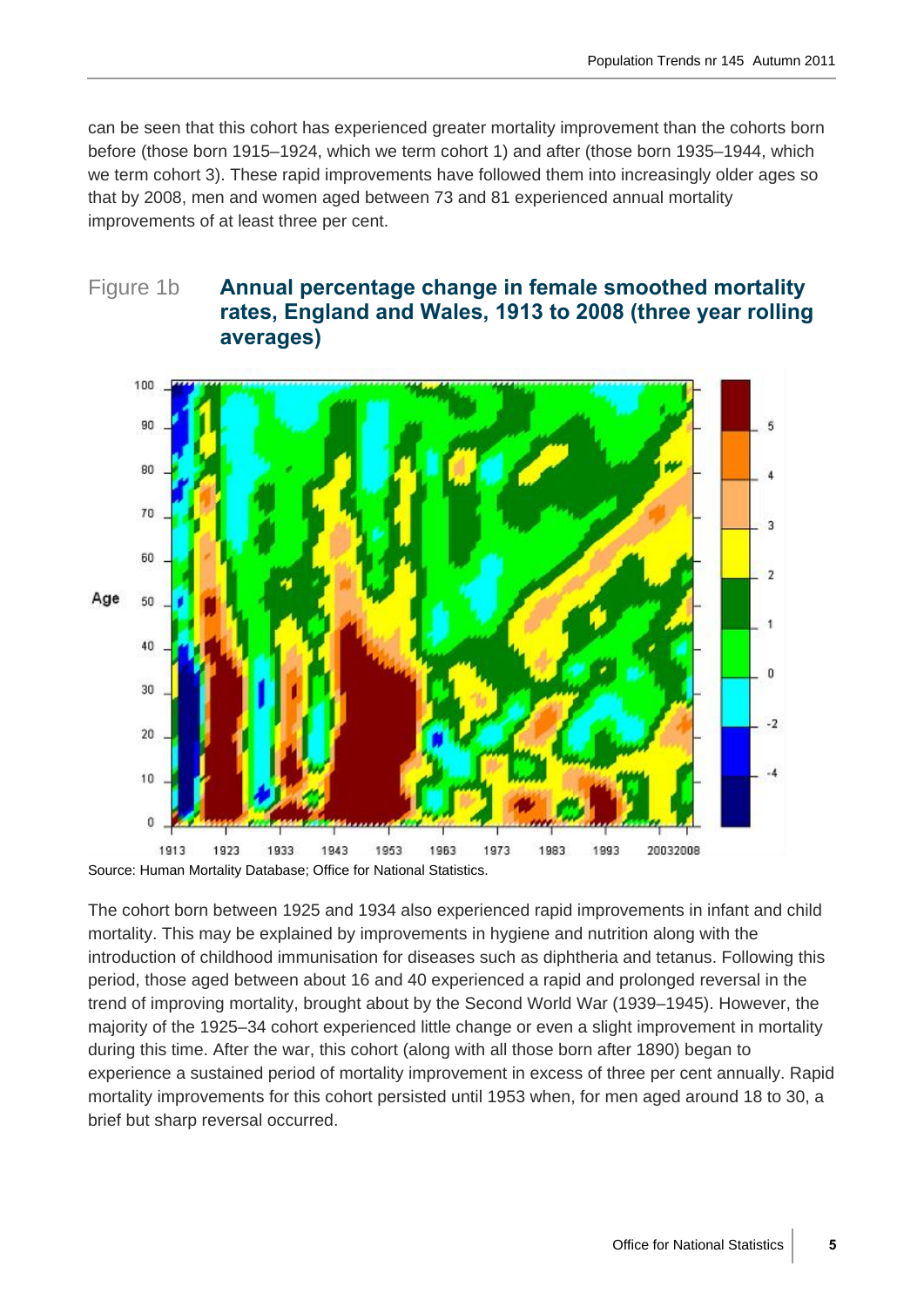can be seen that this cohort has experienced greater mortality improvement than the cohorts born before (those born 1915–1924, which we term cohort 1) and after (those born 1935–1944, which we term cohort 3). These rapid improvements have followed them into increasingly older ages so that by 2008, men and women aged between 73 and 81 experienced annual mortality improvements of at least three per cent.

## Figure 1b Annual percentage change in female smoothed mortality rates, England and Wales, 1913 to 2008 (three year rolling averages)

Source: Human Mortality Database; Office for National Statistics.

The cohort born between 1925 and 1934 also experienced rapid improvements in infant and child mortality. This may be explained by improvements in hygiene and nutrition along with the introduction of childhood immunisation for diseases such as diphtheria and tetanus. Following this period, those aged between about 16 and 40 experienced a rapid and prolonged reversal in the trend of improving mortality, brought about by the Second World War (1939–1945). However, the majority of the 1925–34 cohort experienced little change or even a slight improvement in mortality during this time. After the war, this cohort (along with all those born after 1890) began to experience a sustained period of mortality improvement in excess of three per cent annually. Rapid mortality improvements for this cohort persisted until 1953 when, for men aged around 18 to 30, a brief but sharp reversal occurred.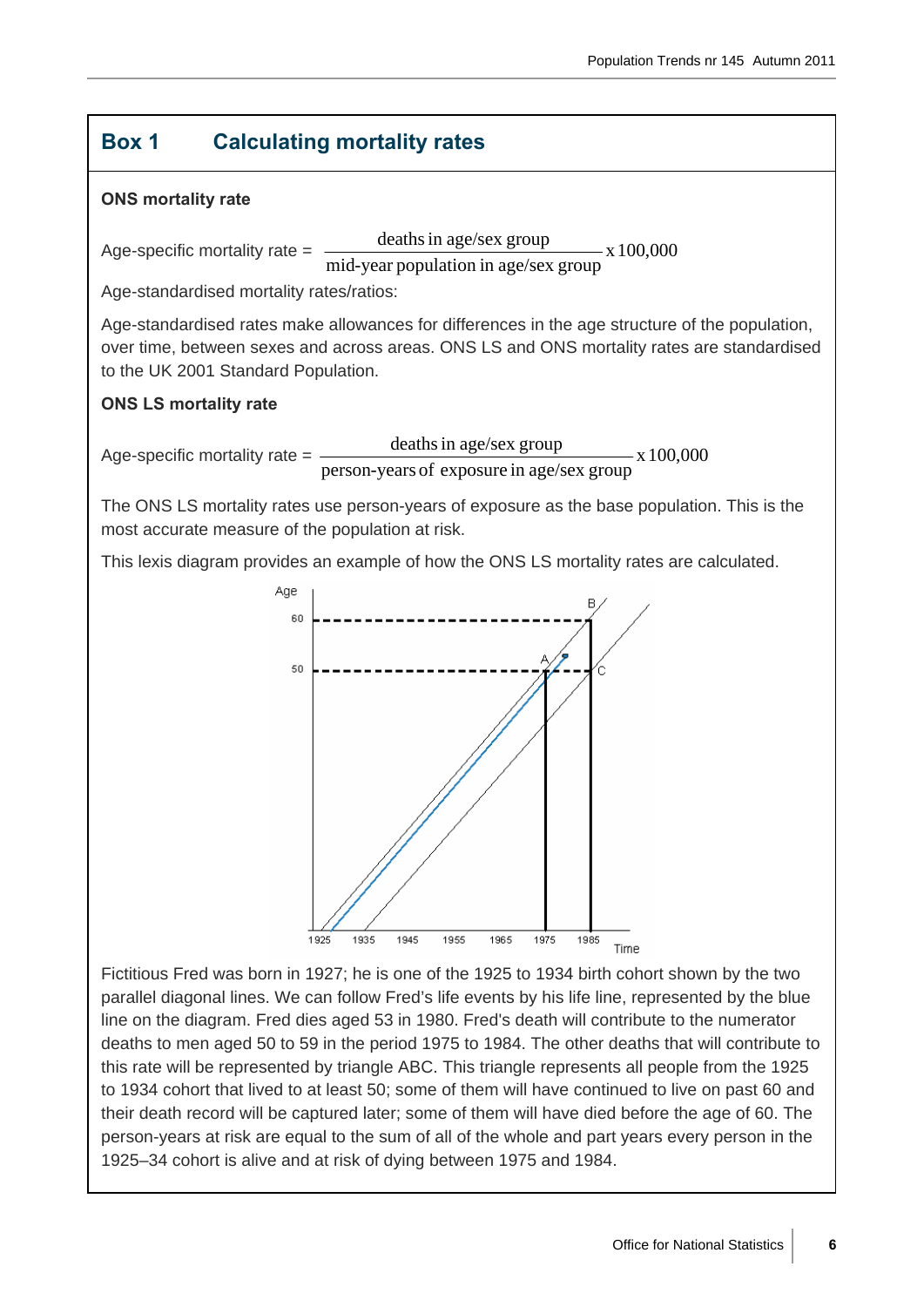## Box 1 Calculating mortality rates

**ONS mortality rate**

$$\text{Age-specific mortality rate} = \frac{\text{deaths in age/sex group}}{\text{mid-year population in age/sex group}} \times 100{,}000$$

Age-standardised mortality rates/ratios:

Age-standardised rates make allowances for differences in the age structure of the population, over time, between sexes and across areas. ONS LS and ONS mortality rates are standardised to the UK 2001 Standard Population.

**ONS LS mortality rate**

$$\text{Age-specific mortality rate} = \frac{\text{deaths in age/sex group}}{\text{person-years of exposure in age/sex group}} \times 100{,}000$$

The ONS LS mortality rates use person-years of exposure as the base population. This is the most accurate measure of the population at risk.

This lexis diagram provides an example of how the ONS LS mortality rates are calculated.

Fictitious Fred was born in 1927; he is one of the 1925 to 1934 birth cohort shown by the two parallel diagonal lines. We can follow Fred's life events by his life line, represented by the blue line on the diagram. Fred dies aged 53 in 1980. Fred's death will contribute to the numerator deaths to men aged 50 to 59 in the period 1975 to 1984. The other deaths that will contribute to this rate will be represented by triangle ABC. This triangle represents all people from the 1925 to 1934 cohort that lived to at least 50; some of them will have continued to live on past 60 and their death record will be captured later; some of them will have died before the age of 60. The person-years at risk are equal to the sum of all of the whole and part years every person in the 1925–34 cohort is alive and at risk of dying between 1975 and 1984.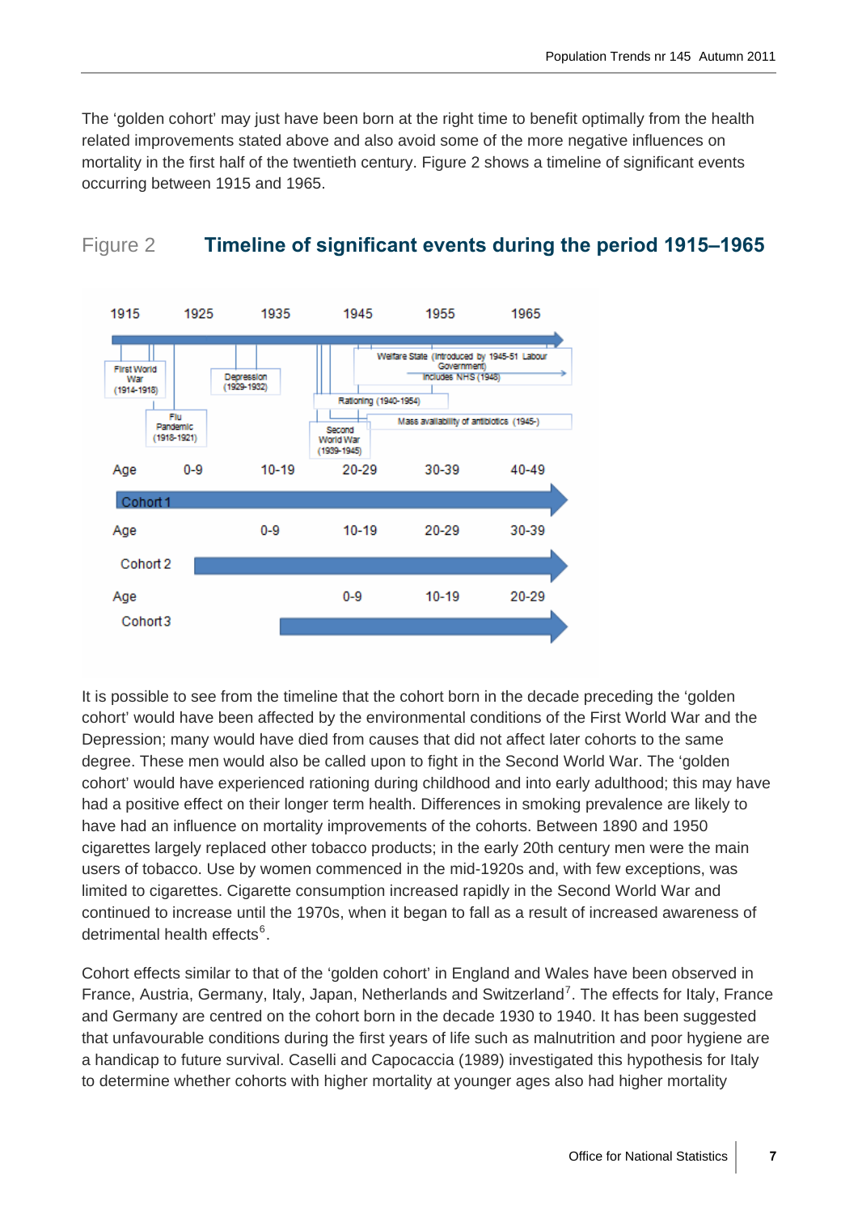The 'golden cohort' may just have been born at the right time to benefit optimally from the health related improvements stated above and also avoid some of the more negative influences on mortality in the first half of the twentieth century. Figure 2 shows a timeline of significant events occurring between 1915 and 1965.

## Figure 2 Timeline of significant events during the period 1915–1965

It is possible to see from the timeline that the cohort born in the decade preceding the 'golden cohort' would have been affected by the environmental conditions of the First World War and the Depression; many would have died from causes that did not affect later cohorts to the same degree. These men would also be called upon to fight in the Second World War. The 'golden cohort' would have experienced rationing during childhood and into early adulthood; this may have had a positive effect on their longer term health. Differences in smoking prevalence are likely to have had an influence on mortality improvements of the cohorts. Between 1890 and 1950 cigarettes largely replaced other tobacco products; in the early 20th century men were the main users of tobacco. Use by women commenced in the mid-1920s and, with few exceptions, was limited to cigarettes. Cigarette consumption increased rapidly in the Second World War and continued to increase until the 1970s, when it began to fall as a result of increased awareness of detrimental health effects[6].

Cohort effects similar to that of the 'golden cohort' in England and Wales have been observed in France, Austria, Germany, Italy, Japan, Netherlands and Switzerland[7]. The effects for Italy, France and Germany are centred on the cohort born in the decade 1930 to 1940. It has been suggested that unfavourable conditions during the first years of life such as malnutrition and poor hygiene are a handicap to future survival. Caselli and Capocaccia (1989) investigated this hypothesis for Italy to determine whether cohorts with higher mortality at younger ages also had higher mortality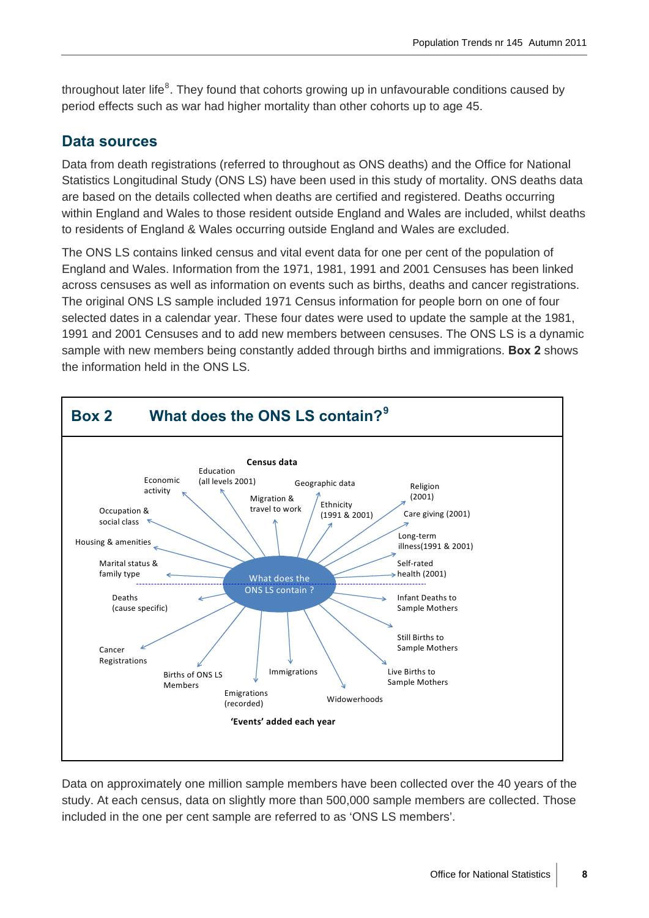throughout later life[8]. They found that cohorts growing up in unfavourable conditions caused by period effects such as war had higher mortality than other cohorts up to age 45.

## Data sources

Data from death registrations (referred to throughout as ONS deaths) and the Office for National Statistics Longitudinal Study (ONS LS) have been used in this study of mortality. ONS deaths data are based on the details collected when deaths are certified and registered. Deaths occurring within England and Wales to those resident outside England and Wales are included, whilst deaths to residents of England & Wales occurring outside England and Wales are excluded.

The ONS LS contains linked census and vital event data for one per cent of the population of England and Wales. Information from the 1971, 1981, 1991 and 2001 Censuses has been linked across censuses as well as information on events such as births, deaths and cancer registrations. The original ONS LS sample included 1971 Census information for people born on one of four selected dates in a calendar year. These four dates were used to update the sample at the 1981, 1991 and 2001 Censuses and to add new members between censuses. The ONS LS is a dynamic sample with new members being constantly added through births and immigrations. **Box 2** shows the information held in the ONS LS.

### Box 2 What does the ONS LS contain?[9]

What does the ONS LS contain?

**Census data**

- Economic activity
- Education (all levels 2001)
- Geographic data
- Religion (2001)
- Occupation & social class
- Migration & travel to work
- Ethnicity (1991 & 2001)
- Care giving (2001)
- Housing & amenities
- Long-term illness(1991 & 2001)
- Marital status & family type
- Self-rated health (2001)

**'Events' added each year**

- Deaths (cause specific)
- Infant Deaths to Sample Mothers
- Still Births to Sample Mothers
- Cancer Registrations
- Births of ONS LS Members
- Immigrations
- Live Births to Sample Mothers
- Emigrations (recorded)
- Widowerhoods

Data on approximately one million sample members have been collected over the 40 years of the study. At each census, data on slightly more than 500,000 sample members are collected. Those included in the one per cent sample are referred to as 'ONS LS members'.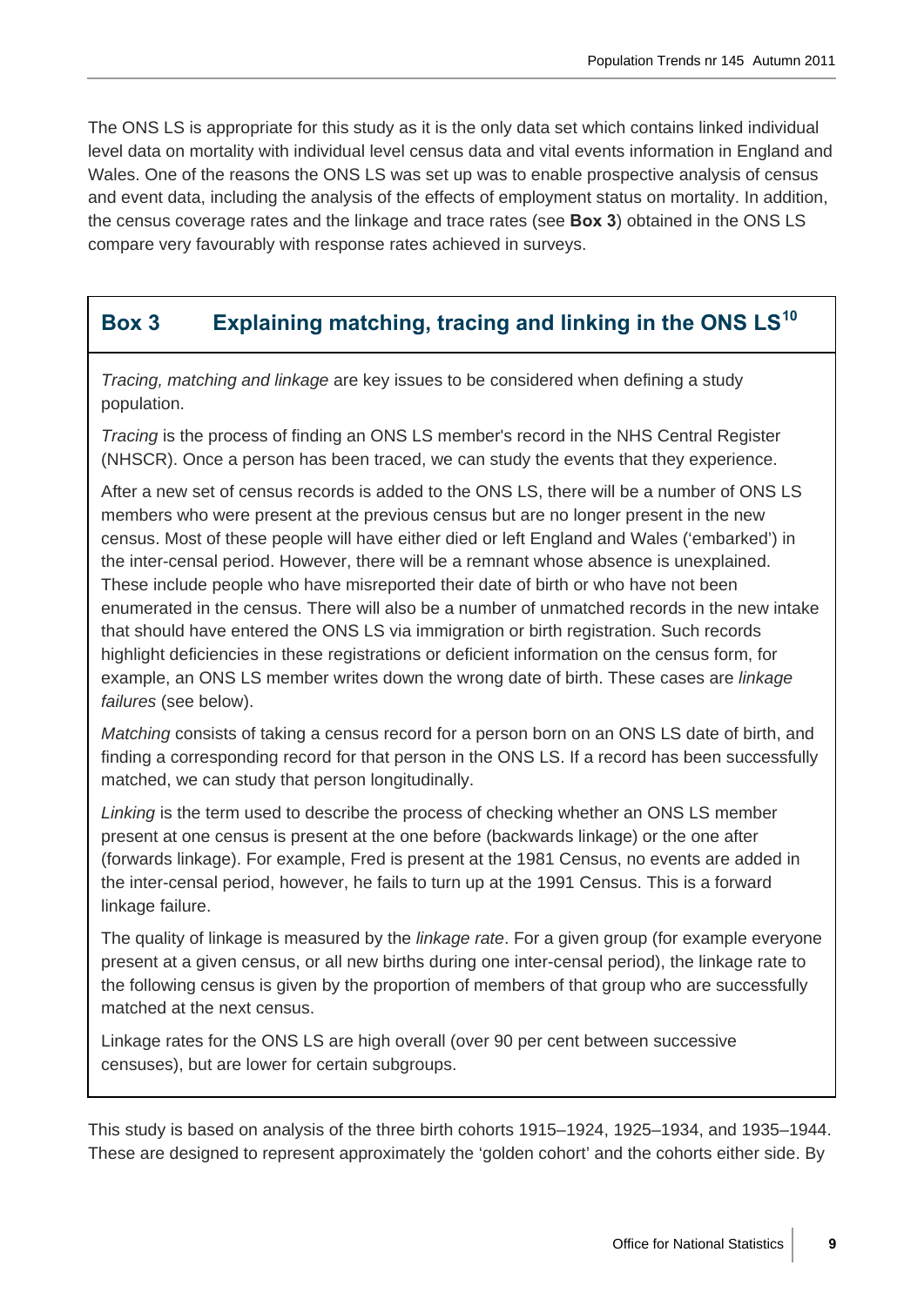The ONS LS is appropriate for this study as it is the only data set which contains linked individual level data on mortality with individual level census data and vital events information in England and Wales. One of the reasons the ONS LS was set up was to enable prospective analysis of census and event data, including the analysis of the effects of employment status on mortality. In addition, the census coverage rates and the linkage and trace rates (see **Box 3**) obtained in the ONS LS compare very favourably with response rates achieved in surveys.

### Box 3 Explaining matching, tracing and linking in the ONS LS[10]

*Tracing, matching and linkage* are key issues to be considered when defining a study population.

*Tracing* is the process of finding an ONS LS member's record in the NHS Central Register (NHSCR). Once a person has been traced, we can study the events that they experience.

After a new set of census records is added to the ONS LS, there will be a number of ONS LS members who were present at the previous census but are no longer present in the new census. Most of these people will have either died or left England and Wales ('embarked') in the inter-censal period. However, there will be a remnant whose absence is unexplained. These include people who have misreported their date of birth or who have not been enumerated in the census. There will also be a number of unmatched records in the new intake that should have entered the ONS LS via immigration or birth registration. Such records highlight deficiencies in these registrations or deficient information on the census form, for example, an ONS LS member writes down the wrong date of birth. These cases are *linkage failures* (see below).

*Matching* consists of taking a census record for a person born on an ONS LS date of birth, and finding a corresponding record for that person in the ONS LS. If a record has been successfully matched, we can study that person longitudinally.

*Linking* is the term used to describe the process of checking whether an ONS LS member present at one census is present at the one before (backwards linkage) or the one after (forwards linkage). For example, Fred is present at the 1981 Census, no events are added in the inter-censal period, however, he fails to turn up at the 1991 Census. This is a forward linkage failure.

The quality of linkage is measured by the *linkage rate*. For a given group (for example everyone present at a given census, or all new births during one inter-censal period), the linkage rate to the following census is given by the proportion of members of that group who are successfully matched at the next census.

Linkage rates for the ONS LS are high overall (over 90 per cent between successive censuses), but are lower for certain subgroups.

This study is based on analysis of the three birth cohorts 1915–1924, 1925–1934, and 1935–1944. These are designed to represent approximately the 'golden cohort' and the cohorts either side. By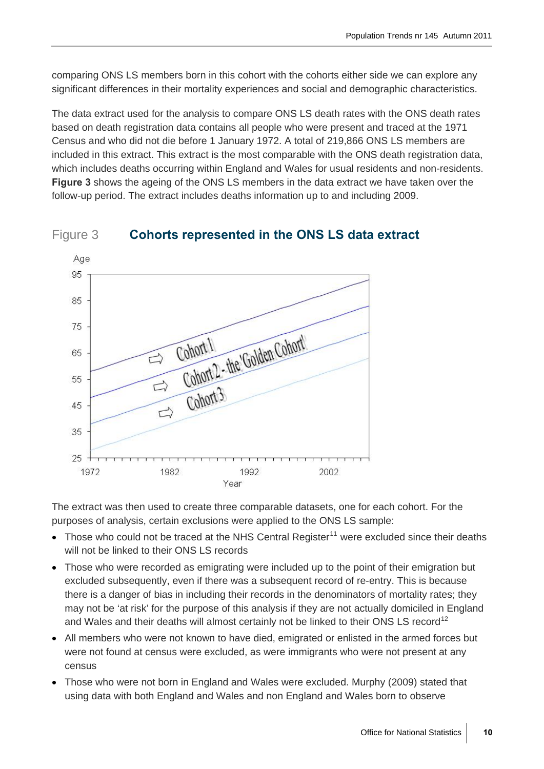comparing ONS LS members born in this cohort with the cohorts either side we can explore any significant differences in their mortality experiences and social and demographic characteristics.

The data extract used for the analysis to compare ONS LS death rates with the ONS death rates based on death registration data contains all people who were present and traced at the 1971 Census and who did not die before 1 January 1972. A total of 219,866 ONS LS members are included in this extract. This extract is the most comparable with the ONS death registration data, which includes deaths occurring within England and Wales for usual residents and non-residents. **Figure 3** shows the ageing of the ONS LS members in the data extract we have taken over the follow-up period. The extract includes deaths information up to and including 2009.

## Figure 3 Cohorts represented in the ONS LS data extract

The extract was then used to create three comparable datasets, one for each cohort. For the purposes of analysis, certain exclusions were applied to the ONS LS sample:

- Those who could not be traced at the NHS Central Register[11] were excluded since their deaths will not be linked to their ONS LS records
- Those who were recorded as emigrating were included up to the point of their emigration but excluded subsequently, even if there was a subsequent record of re-entry. This is because there is a danger of bias in including their records in the denominators of mortality rates; they may not be 'at risk' for the purpose of this analysis if they are not actually domiciled in England and Wales and their deaths will almost certainly not be linked to their ONS LS record[12]
- All members who were not known to have died, emigrated or enlisted in the armed forces but were not found at census were excluded, as were immigrants who were not present at any census
- Those who were not born in England and Wales were excluded. Murphy (2009) stated that using data with both England and Wales and non England and Wales born to observe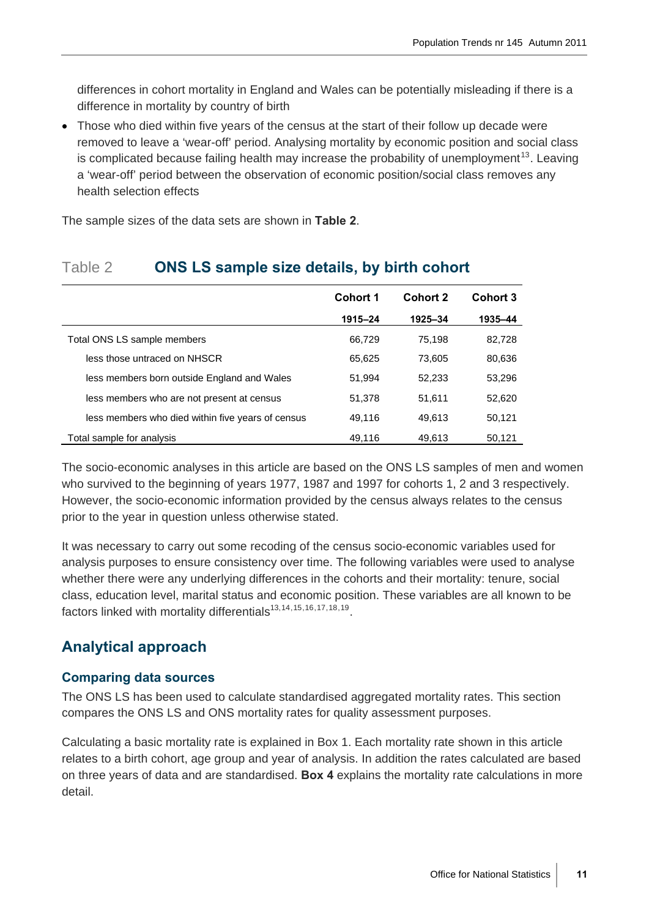differences in cohort mortality in England and Wales can be potentially misleading if there is a difference in mortality by country of birth

- Those who died within five years of the census at the start of their follow up decade were removed to leave a 'wear-off' period. Analysing mortality by economic position and social class is complicated because failing health may increase the probability of unemployment[13]. Leaving a 'wear-off' period between the observation of economic position/social class removes any health selection effects

The sample sizes of the data sets are shown in **Table 2**.

## Table 2 ONS LS sample size details, by birth cohort

| | Cohort 1 | Cohort 2 | Cohort 3 |
|---|---|---|---|
| | 1915–24 | 1925–34 | 1935–44 |
| Total ONS LS sample members | 66,729 | 75,198 | 82,728 |
| less those untraced on NHSCR | 65,625 | 73,605 | 80,636 |
| less members born outside England and Wales | 51,994 | 52,233 | 53,296 |
| less members who are not present at census | 51,378 | 51,611 | 52,620 |
| less members who died within five years of census | 49,116 | 49,613 | 50,121 |
| Total sample for analysis | 49,116 | 49,613 | 50,121 |

The socio-economic analyses in this article are based on the ONS LS samples of men and women who survived to the beginning of years 1977, 1987 and 1997 for cohorts 1, 2 and 3 respectively. However, the socio-economic information provided by the census always relates to the census prior to the year in question unless otherwise stated.

It was necessary to carry out some recoding of the census socio-economic variables used for analysis purposes to ensure consistency over time. The following variables were used to analyse whether there were any underlying differences in the cohorts and their mortality: tenure, social class, education level, marital status and economic position. These variables are all known to be factors linked with mortality differentials[13,14,15,16,17,18,19].

## Analytical approach

### Comparing data sources

The ONS LS has been used to calculate standardised aggregated mortality rates. This section compares the ONS LS and ONS mortality rates for quality assessment purposes.

Calculating a basic mortality rate is explained in Box 1. Each mortality rate shown in this article relates to a birth cohort, age group and year of analysis. In addition the rates calculated are based on three years of data and are standardised. **Box 4** explains the mortality rate calculations in more detail.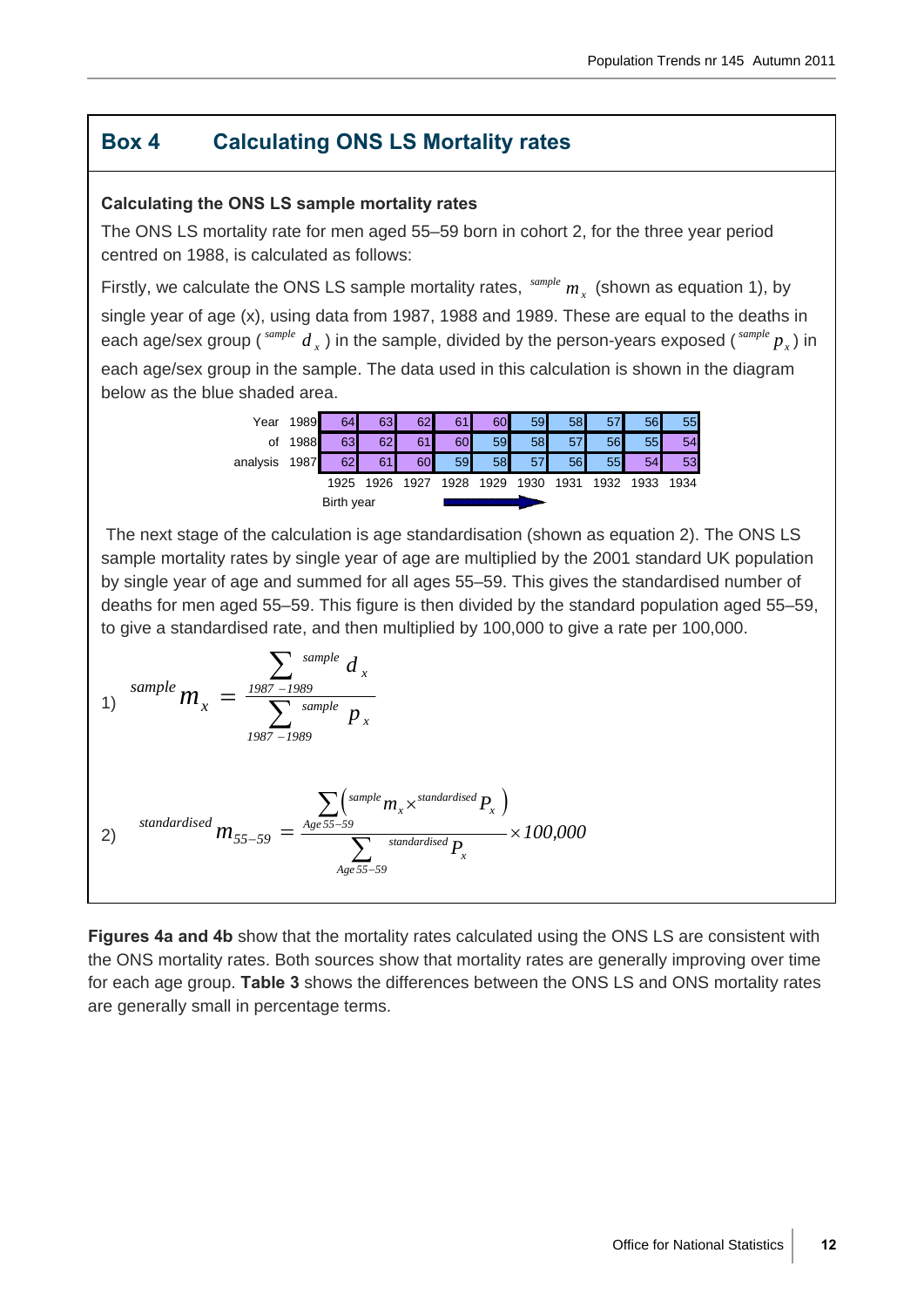## Box 4 Calculating ONS LS Mortality rates

**Calculating the ONS LS sample mortality rates**

The ONS LS mortality rate for men aged 55–59 born in cohort 2, for the three year period centred on 1988, is calculated as follows:

Firstly, we calculate the ONS LS sample mortality rates, ${}^{sample}m_x$ (shown as equation 1), by single year of age (x), using data from 1987, 1988 and 1989. These are equal to the deaths in each age/sex group (${}^{sample}d_x$) in the sample, divided by the person-years exposed (${}^{sample}p_x$) in each age/sex group in the sample. The data used in this calculation is shown in the diagram below as the blue shaded area.

| Year of analysis | 1925 | 1926 | 1927 | 1928 | 1929 | 1930 | 1931 | 1932 | 1933 | 1934 |
|---|---|---|---|---|---|---|---|---|---|---|
| 1989 | 64 | 63 | 62 | 61 | 60 | 59 | 58 | 57 | 56 | 55 |
| 1988 | 63 | 62 | 61 | 60 | 59 | 58 | 57 | 56 | 55 | 54 |
| 1987 | 62 | 61 | 60 | 59 | 58 | 57 | 56 | 55 | 54 | 53 |

Birth year →

The next stage of the calculation is age standardisation (shown as equation 2). The ONS LS sample mortality rates by single year of age are multiplied by the 2001 standard UK population by single year of age and summed for all ages 55–59. This gives the standardised number of deaths for men aged 55–59. This figure is then divided by the standard population aged 55–59, to give a standardised rate, and then multiplied by 100,000 to give a rate per 100,000.

1) $${}^{sample}m_x = \frac{\sum_{1987-1989} {}^{sample}d_x}{\sum_{1987-1989} {}^{sample}p_x}$$

2) $${}^{standardised}m_{55-59} = \frac{\sum_{Age\,55-59} \left( {}^{sample}m_x \times {}^{standardised}P_x \right)}{\sum_{Age\,55-59} {}^{standardised}P_x} \times 100{,}000$$

**Figures 4a and 4b** show that the mortality rates calculated using the ONS LS are consistent with the ONS mortality rates. Both sources show that mortality rates are generally improving over time for each age group. **Table 3** shows the differences between the ONS LS and ONS mortality rates are generally small in percentage terms.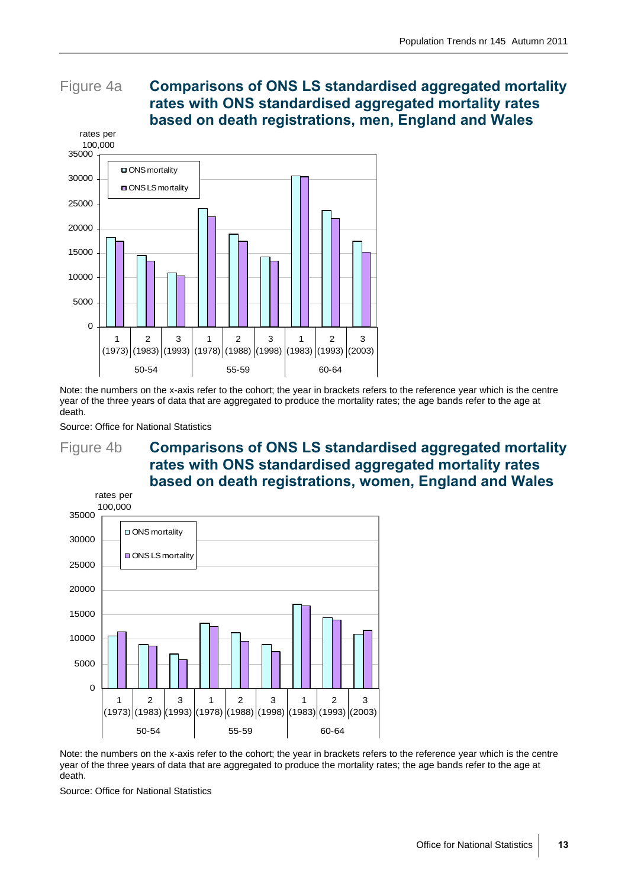Figure 4a **Comparisons of ONS LS standardised aggregated mortality rates with ONS standardised aggregated mortality rates based on death registrations, men, England and Wales**

Note: the numbers on the x-axis refer to the cohort; the year in brackets refers to the reference year which is the centre year of the three years of data that are aggregated to produce the mortality rates; the age bands refer to the age at death.

Source: Office for National Statistics

Figure 4b **Comparisons of ONS LS standardised aggregated mortality rates with ONS standardised aggregated mortality rates based on death registrations, women, England and Wales**

Note: the numbers on the x-axis refer to the cohort; the year in brackets refers to the reference year which is the centre year of the three years of data that are aggregated to produce the mortality rates; the age bands refer to the age at death.

Source: Office for National Statistics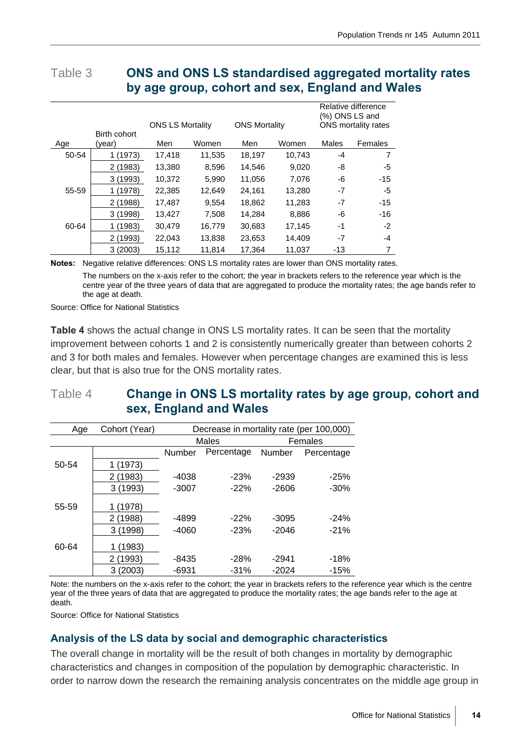## Table 3 ONS and ONS LS standardised aggregated mortality rates by age group, cohort and sex, England and Wales

| Age | Birth cohort (year) | ONS LS Mortality | | ONS Mortality | | Relative difference (%) ONS LS and ONS mortality rates | |
|---|---|---|---|---|---|---|---|
| | | Men | Women | Men | Women | Males | Females |
| 50-54 | 1 (1973) | 17,418 | 11,535 | 18,197 | 10,743 | -4 | 7 |
| | 2 (1983) | 13,380 | 8,596 | 14,546 | 9,020 | -8 | -5 |
| | 3 (1993) | 10,372 | 5,990 | 11,056 | 7,076 | -6 | -15 |
| 55-59 | 1 (1978) | 22,385 | 12,649 | 24,161 | 13,280 | -7 | -5 |
| | 2 (1988) | 17,487 | 9,554 | 18,862 | 11,283 | -7 | -15 |
| | 3 (1998) | 13,427 | 7,508 | 14,284 | 8,886 | -6 | -16 |
| 60-64 | 1 (1983) | 30,479 | 16,779 | 30,683 | 17,145 | -1 | -2 |
| | 2 (1993) | 22,043 | 13,838 | 23,653 | 14,409 | -7 | -4 |
| | 3 (2003) | 15,112 | 11,814 | 17,364 | 11,037 | -13 | 7 |

**Notes:** Negative relative differences: ONS LS mortality rates are lower than ONS mortality rates.

The numbers on the x-axis refer to the cohort; the year in brackets refers to the reference year which is the centre year of the three years of data that are aggregated to produce the mortality rates; the age bands refer to the age at death.

Source: Office for National Statistics

**Table 4** shows the actual change in ONS LS mortality rates. It can be seen that the mortality improvement between cohorts 1 and 2 is consistently numerically greater than between cohorts 2 and 3 for both males and females. However when percentage changes are examined this is less clear, but that is also true for the ONS mortality rates.

## Table 4 Change in ONS LS mortality rates by age group, cohort and sex, England and Wales

| Age | Cohort (Year) | Decrease in mortality rate (per 100,000) | | | |
|---|---|---|---|---|---|
| | | Males | | Females | |
| | | Number | Percentage | Number | Percentage |
| 50-54 | 1 (1973) | | | | |
| | 2 (1983) | -4038 | -23% | -2939 | -25% |
| | 3 (1993) | -3007 | -22% | -2606 | -30% |
| 55-59 | 1 (1978) | | | | |
| | 2 (1988) | -4899 | -22% | -3095 | -24% |
| | 3 (1998) | -4060 | -23% | -2046 | -21% |
| 60-64 | 1 (1983) | | | | |
| | 2 (1993) | -8435 | -28% | -2941 | -18% |
| | 3 (2003) | -6931 | -31% | -2024 | -15% |

Note: the numbers on the x-axis refer to the cohort; the year in brackets refers to the reference year which is the centre year of the three years of data that are aggregated to produce the mortality rates; the age bands refer to the age at death.

Source: Office for National Statistics

### Analysis of the LS data by social and demographic characteristics

The overall change in mortality will be the result of both changes in mortality by demographic characteristics and changes in composition of the population by demographic characteristic. In order to narrow down the research the remaining analysis concentrates on the middle age group in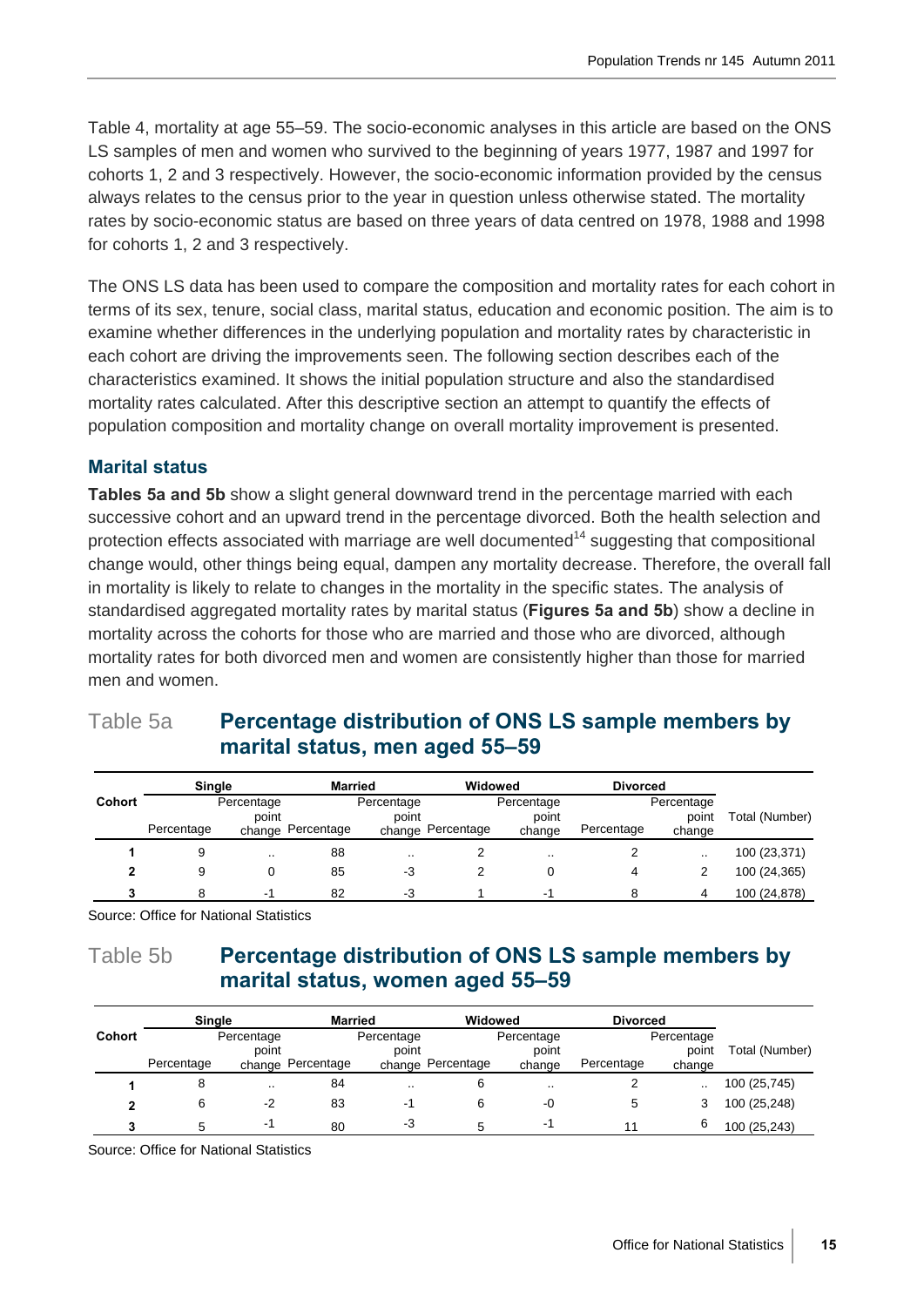Table 4, mortality at age 55–59. The socio-economic analyses in this article are based on the ONS LS samples of men and women who survived to the beginning of years 1977, 1987 and 1997 for cohorts 1, 2 and 3 respectively. However, the socio-economic information provided by the census always relates to the census prior to the year in question unless otherwise stated. The mortality rates by socio-economic status are based on three years of data centred on 1978, 1988 and 1998 for cohorts 1, 2 and 3 respectively.

The ONS LS data has been used to compare the composition and mortality rates for each cohort in terms of its sex, tenure, social class, marital status, education and economic position. The aim is to examine whether differences in the underlying population and mortality rates by characteristic in each cohort are driving the improvements seen. The following section describes each of the characteristics examined. It shows the initial population structure and also the standardised mortality rates calculated. After this descriptive section an attempt to quantify the effects of population composition and mortality change on overall mortality improvement is presented.

### Marital status

**Tables 5a and 5b** show a slight general downward trend in the percentage married with each successive cohort and an upward trend in the percentage divorced. Both the health selection and protection effects associated with marriage are well documented[14] suggesting that compositional change would, other things being equal, dampen any mortality decrease. Therefore, the overall fall in mortality is likely to relate to changes in the mortality in the specific states. The analysis of standardised aggregated mortality rates by marital status (**Figures 5a and 5b**) show a decline in mortality across the cohorts for those who are married and those who are divorced, although mortality rates for both divorced men and women are consistently higher than those for married men and women.

## Table 5a Percentage distribution of ONS LS sample members by marital status, men aged 55–59

| Cohort | Single | | Married | | Widowed | | Divorced | | Total (Number) |
|---|---|---|---|---|---|---|---|---|---|
| | Percentage | Percentage point change | Percentage | Percentage point change | Percentage | Percentage point change | Percentage | Percentage point change | |
| **1** | 9 | .. | 88 | .. | 2 | .. | 2 | .. | 100 (23,371) |
| **2** | 9 | 0 | 85 | -3 | 2 | 0 | 4 | 2 | 100 (24,365) |
| **3** | 8 | -1 | 82 | -3 | 1 | -1 | 8 | 4 | 100 (24,878) |

Source: Office for National Statistics

## Table 5b Percentage distribution of ONS LS sample members by marital status, women aged 55–59

| Cohort | Single | | Married | | Widowed | | Divorced | | Total (Number) |
|---|---|---|---|---|---|---|---|---|---|
| | Percentage | Percentage point change | Percentage | Percentage point change | Percentage | Percentage point change | Percentage | Percentage point change | |
| **1** | 8 | .. | 84 | .. | 6 | .. | 2 | .. | 100 (25,745) |
| **2** | 6 | -2 | 83 | -1 | 6 | -0 | 5 | 3 | 100 (25,248) |
| **3** | 5 | -1 | 80 | -3 | 5 | -1 | 11 | 6 | 100 (25,243) |

Source: Office for National Statistics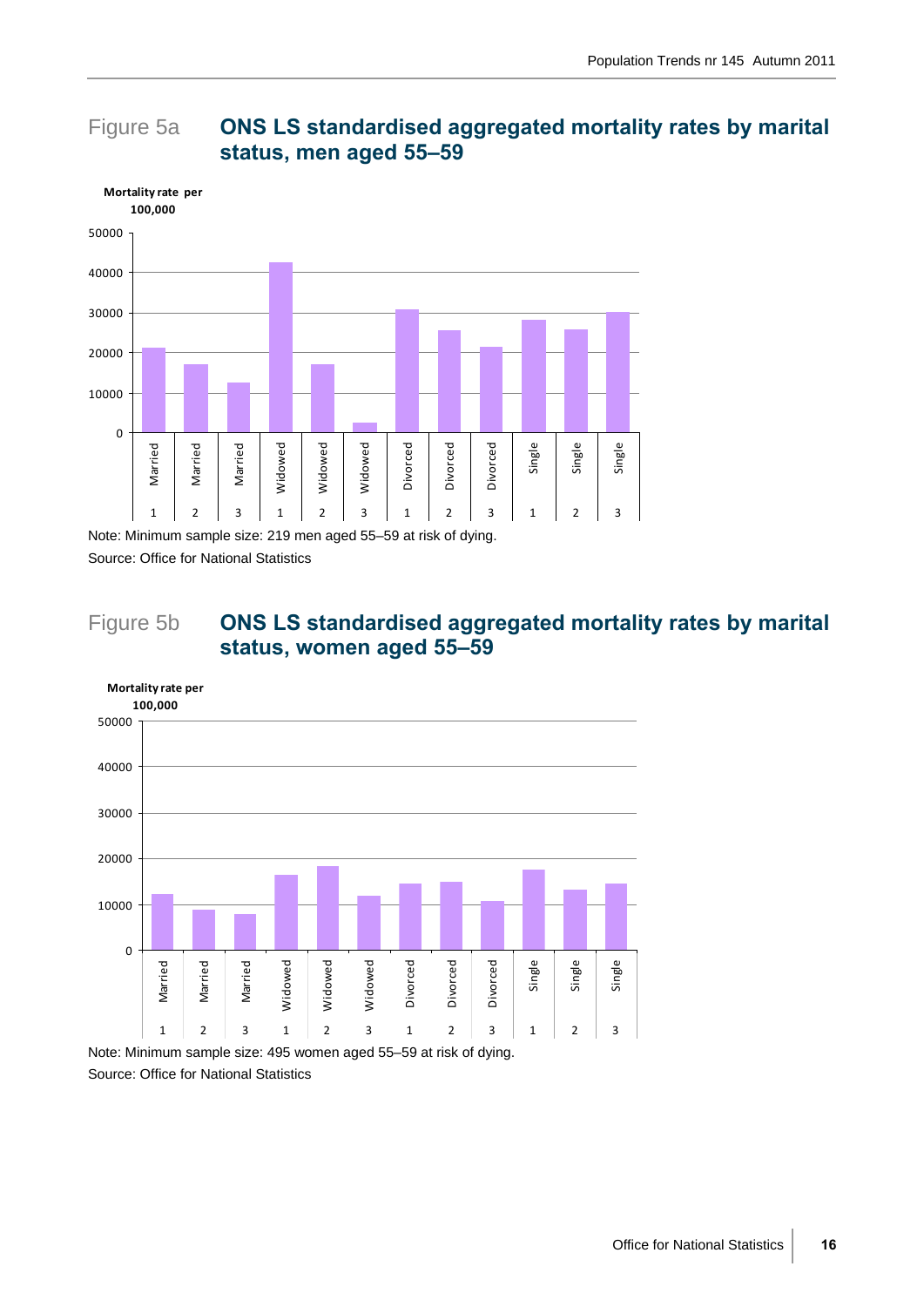## Figure 5a ONS LS standardised aggregated mortality rates by marital status, men aged 55–59

Mortality rate per 100,000

Note: Minimum sample size: 219 men aged 55–59 at risk of dying.
Source: Office for National Statistics

## Figure 5b ONS LS standardised aggregated mortality rates by marital status, women aged 55–59

Mortality rate per 100,000

Note: Minimum sample size: 495 women aged 55–59 at risk of dying.
Source: Office for National Statistics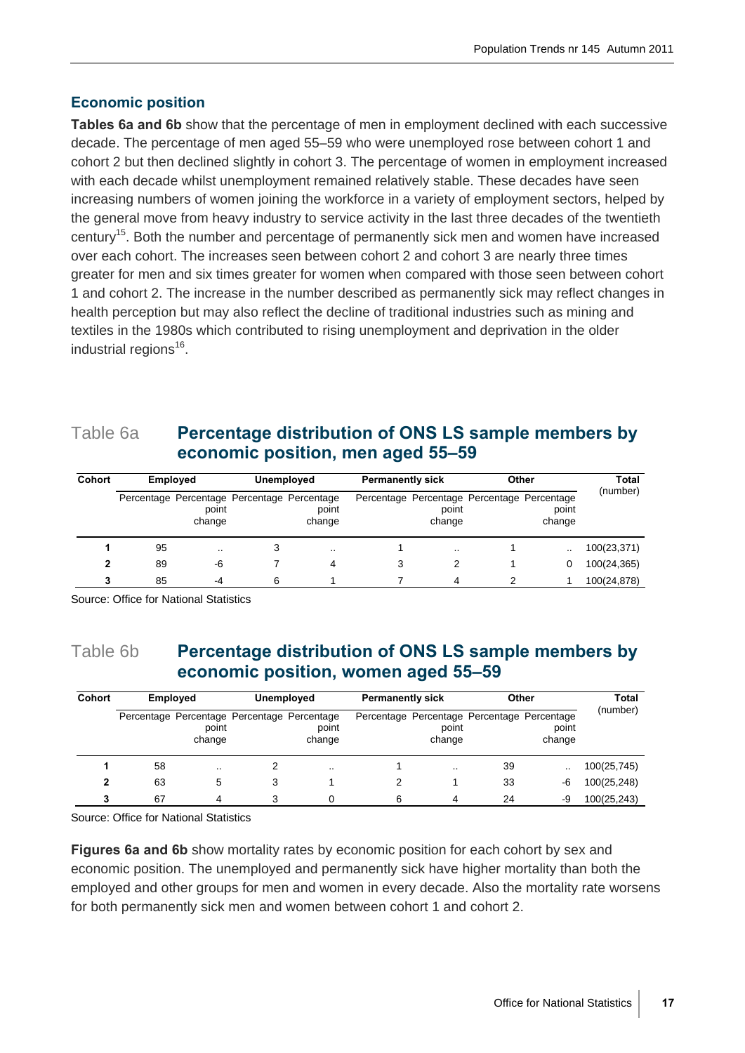## Economic position

**Tables 6a and 6b** show that the percentage of men in employment declined with each successive decade. The percentage of men aged 55–59 who were unemployed rose between cohort 1 and cohort 2 but then declined slightly in cohort 3. The percentage of women in employment increased with each decade whilst unemployment remained relatively stable. These decades have seen increasing numbers of women joining the workforce in a variety of employment sectors, helped by the general move from heavy industry to service activity in the last three decades of the twentieth century[15]. Both the number and percentage of permanently sick men and women have increased over each cohort. The increases seen between cohort 2 and cohort 3 are nearly three times greater for men and six times greater for women when compared with those seen between cohort 1 and cohort 2. The increase in the number described as permanently sick may reflect changes in health perception but may also reflect the decline of traditional industries such as mining and textiles in the 1980s which contributed to rising unemployment and deprivation in the older industrial regions[16].

### Table 6a Percentage distribution of ONS LS sample members by economic position, men aged 55–59

| Cohort | Employed | | Unemployed | | Permanently sick | | Other | | Total (number) |
|---|---|---|---|---|---|---|---|---|---|
| | Percentage | Percentage point change | Percentage | Percentage point change | Percentage | Percentage point change | Percentage | Percentage point change | |
| 1 | 95 | .. | 3 | .. | 1 | .. | 1 | .. | 100(23,371) |
| 2 | 89 | -6 | 7 | 4 | 3 | 2 | 1 | 0 | 100(24,365) |
| 3 | 85 | -4 | 6 | 1 | 7 | 4 | 2 | 1 | 100(24,878) |

Source: Office for National Statistics

### Table 6b Percentage distribution of ONS LS sample members by economic position, women aged 55–59

| Cohort | Employed | | Unemployed | | Permanently sick | | Other | | Total (number) |
|---|---|---|---|---|---|---|---|---|---|
| | Percentage | Percentage point change | Percentage | Percentage point change | Percentage | Percentage point change | Percentage | Percentage point change | |
| 1 | 58 | .. | 2 | .. | 1 | .. | 39 | .. | 100(25,745) |
| 2 | 63 | 5 | 3 | 1 | 2 | 1 | 33 | -6 | 100(25,248) |
| 3 | 67 | 4 | 3 | 0 | 6 | 4 | 24 | -9 | 100(25,243) |

Source: Office for National Statistics

**Figures 6a and 6b** show mortality rates by economic position for each cohort by sex and economic position. The unemployed and permanently sick have higher mortality than both the employed and other groups for men and women in every decade. Also the mortality rate worsens for both permanently sick men and women between cohort 1 and cohort 2.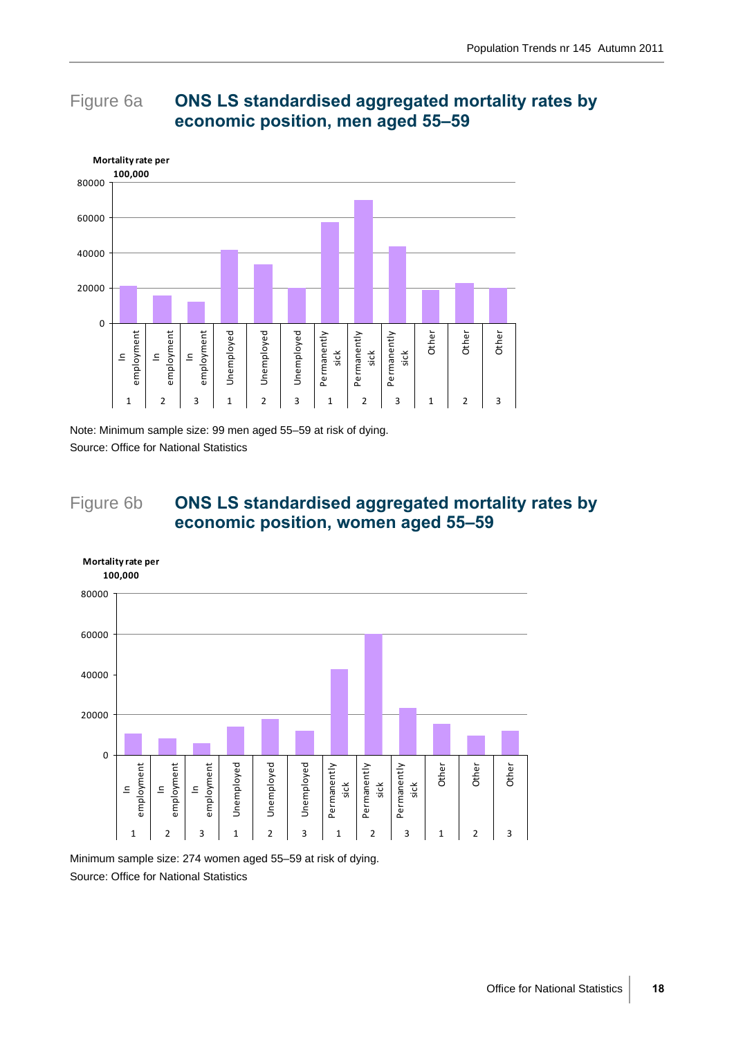## Figure 6a ONS LS standardised aggregated mortality rates by economic position, men aged 55–59

Note: Minimum sample size: 99 men aged 55–59 at risk of dying.
Source: Office for National Statistics

## Figure 6b ONS LS standardised aggregated mortality rates by economic position, women aged 55–59

Minimum sample size: 274 women aged 55–59 at risk of dying.
Source: Office for National Statistics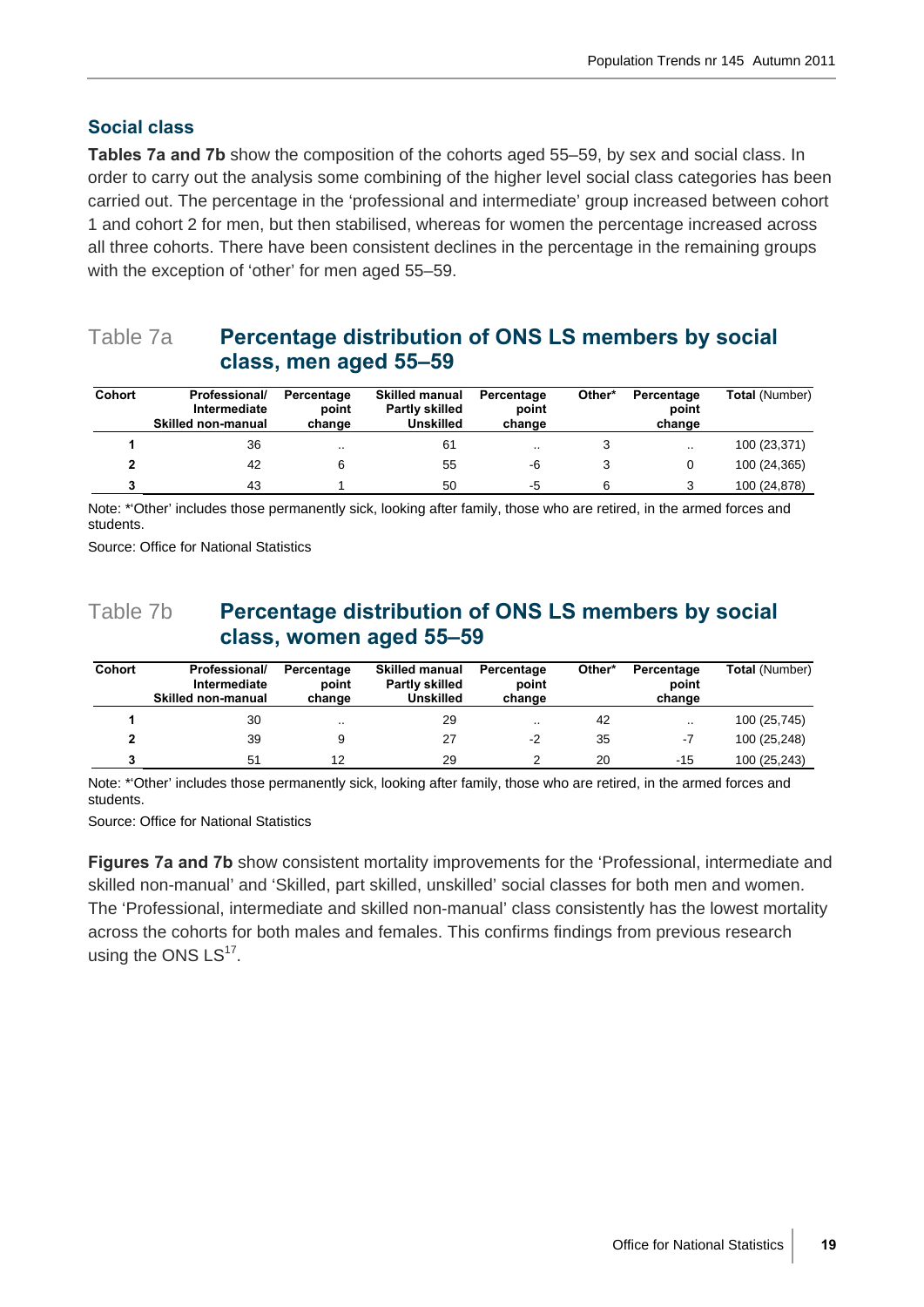## Social class

**Tables 7a and 7b** show the composition of the cohorts aged 55–59, by sex and social class. In order to carry out the analysis some combining of the higher level social class categories has been carried out. The percentage in the 'professional and intermediate' group increased between cohort 1 and cohort 2 for men, but then stabilised, whereas for women the percentage increased across all three cohorts. There have been consistent declines in the percentage in the remaining groups with the exception of 'other' for men aged 55–59.

### Table 7a Percentage distribution of ONS LS members by social class, men aged 55–59

| Cohort | Professional/ Intermediate Skilled non-manual | Percentage point change | Skilled manual Partly skilled Unskilled | Percentage point change | Other* | Percentage point change | **Total** (Number) |
|---|---|---|---|---|---|---|---|
| **1** | 36 | .. | 61 | .. | 3 | .. | 100 (23,371) |
| **2** | 42 | 6 | 55 | -6 | 3 | 0 | 100 (24,365) |
| **3** | 43 | 1 | 50 | -5 | 6 | 3 | 100 (24,878) |

Note: *'Other' includes those permanently sick, looking after family, those who are retired, in the armed forces and students.

Source: Office for National Statistics

### Table 7b Percentage distribution of ONS LS members by social class, women aged 55–59

| Cohort | Professional/ Intermediate Skilled non-manual | Percentage point change | Skilled manual Partly skilled Unskilled | Percentage point change | Other* | Percentage point change | **Total** (Number) |
|---|---|---|---|---|---|---|---|
| **1** | 30 | .. | 29 | .. | 42 | .. | 100 (25,745) |
| **2** | 39 | 9 | 27 | -2 | 35 | -7 | 100 (25,248) |
| **3** | 51 | 12 | 29 | 2 | 20 | -15 | 100 (25,243) |

Note: *'Other' includes those permanently sick, looking after family, those who are retired, in the armed forces and students.

Source: Office for National Statistics

**Figures 7a and 7b** show consistent mortality improvements for the 'Professional, intermediate and skilled non-manual' and 'Skilled, part skilled, unskilled' social classes for both men and women. The 'Professional, intermediate and skilled non-manual' class consistently has the lowest mortality across the cohorts for both males and females. This confirms findings from previous research using the ONS LS[17].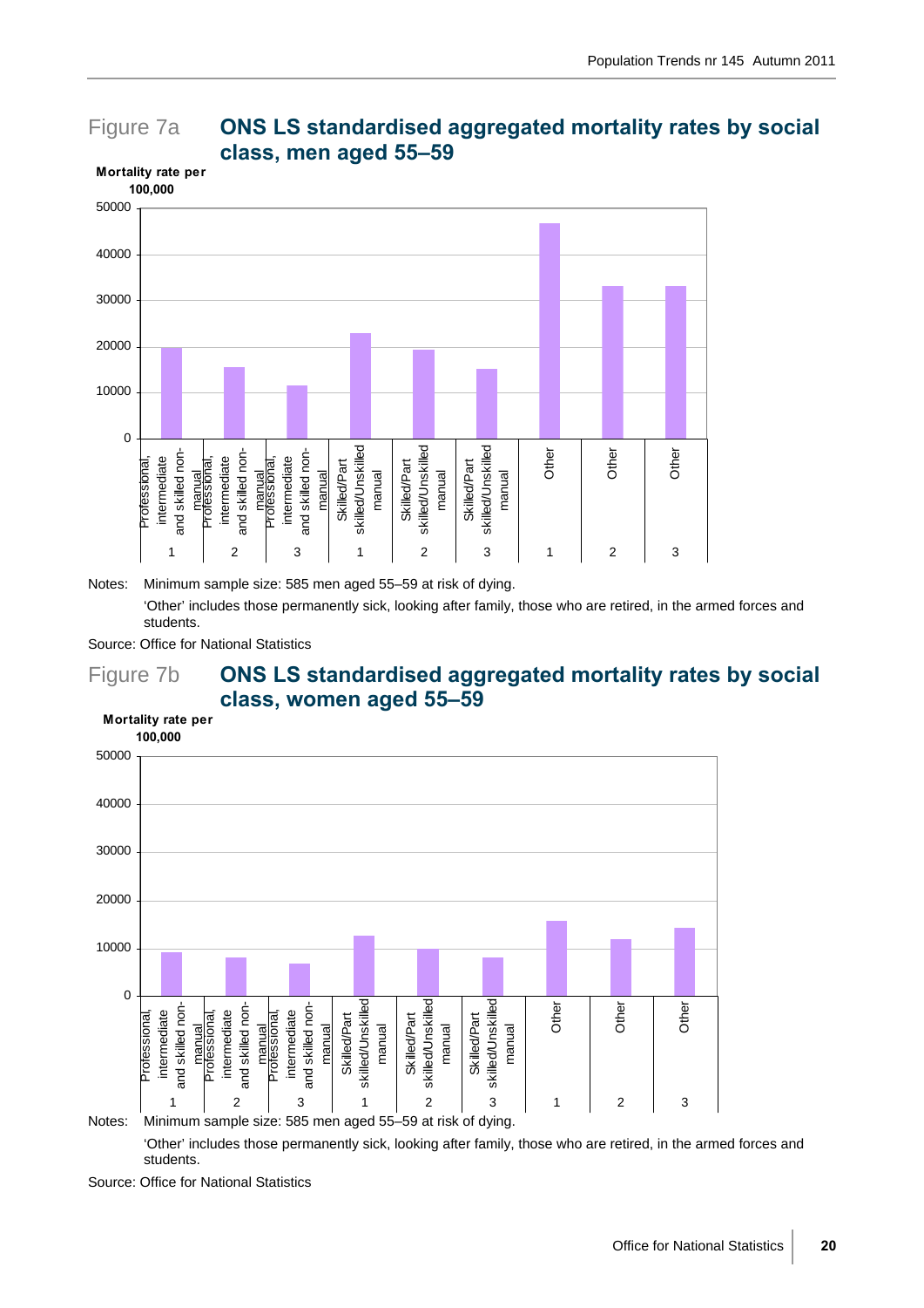Figure 7a **ONS LS standardised aggregated mortality rates by social class, men aged 55–59**

Mortality rate per 100,000

| Social class | Group | Mortality rate per 100,000 |
|---|---|---|
| Professional, intermediate and skilled non-manual | 1 | ~19,700 |
| Professional, intermediate and skilled non-manual | 2 | ~15,500 |
| Professional, intermediate and skilled non-manual | 3 | ~11,500 |
| Skilled/Part skilled/Unskilled manual | 1 | ~23,000 |
| Skilled/Part skilled/Unskilled manual | 2 | ~19,300 |
| Skilled/Part skilled/Unskilled manual | 3 | ~15,100 |
| Other | 1 | ~46,700 |
| Other | 2 | ~33,000 |
| Other | 3 | ~33,000 |

Notes: Minimum sample size: 585 men aged 55–59 at risk of dying.

'Other' includes those permanently sick, looking after family, those who are retired, in the armed forces and students.

Source: Office for National Statistics

Figure 7b **ONS LS standardised aggregated mortality rates by social class, women aged 55–59**

Mortality rate per 100,000

| Social class | Group | Mortality rate per 100,000 |
|---|---|---|
| Professional, intermediate and skilled non-manual | 1 | ~9,200 |
| Professional, intermediate and skilled non-manual | 2 | ~8,000 |
| Professional, intermediate and skilled non-manual | 3 | ~6,700 |
| Skilled/Part skilled/Unskilled manual | 1 | ~12,600 |
| Skilled/Part skilled/Unskilled manual | 2 | ~9,900 |
| Skilled/Part skilled/Unskilled manual | 3 | ~8,000 |
| Other | 1 | ~15,700 |
| Other | 2 | ~11,900 |
| Other | 3 | ~14,200 |

Notes: Minimum sample size: 585 men aged 55–59 at risk of dying.

'Other' includes those permanently sick, looking after family, those who are retired, in the armed forces and students.

Source: Office for National Statistics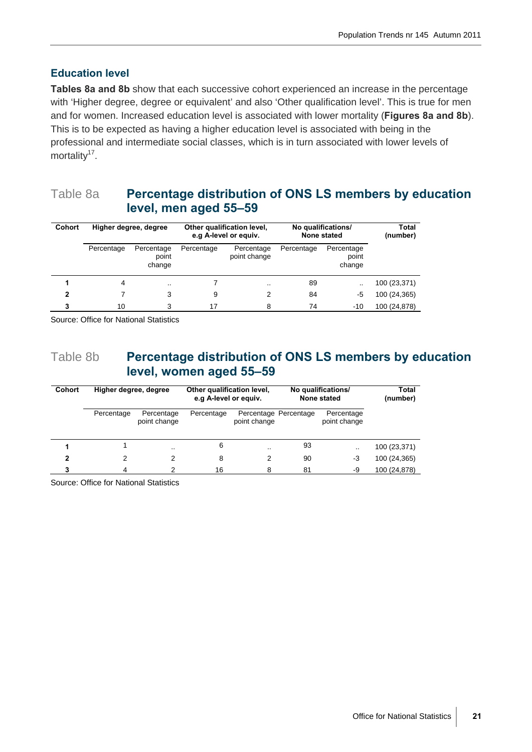## Education level

**Tables 8a and 8b** show that each successive cohort experienced an increase in the percentage with 'Higher degree, degree or equivalent' and also 'Other qualification level'. This is true for men and for women. Increased education level is associated with lower mortality (**Figures 8a and 8b**). This is to be expected as having a higher education level is associated with being in the professional and intermediate social classes, which is in turn associated with lower levels of mortality[17].

### Table 8a Percentage distribution of ONS LS members by education level, men aged 55–59

| Cohort | Higher degree, degree | | Other qualification level, e.g A-level or equiv. | | No qualifications/ None stated | | Total (number) |
|---|---|---|---|---|---|---|---|
| | Percentage | Percentage point change | Percentage | Percentage point change | Percentage | Percentage point change | |
| **1** | 4 | .. | 7 | .. | 89 | .. | 100 (23,371) |
| **2** | 7 | 3 | 9 | 2 | 84 | -5 | 100 (24,365) |
| **3** | 10 | 3 | 17 | 8 | 74 | -10 | 100 (24,878) |

Source: Office for National Statistics

### Table 8b Percentage distribution of ONS LS members by education level, women aged 55–59

| Cohort | Higher degree, degree | | Other qualification level, e.g A-level or equiv. | | No qualifications/ None stated | | Total (number) |
|---|---|---|---|---|---|---|---|
| | Percentage | Percentage point change | Percentage | Percentage point change | Percentage | Percentage point change | |
| **1** | 1 | .. | 6 | .. | 93 | .. | 100 (23,371) |
| **2** | 2 | 2 | 8 | 2 | 90 | -3 | 100 (24,365) |
| **3** | 4 | 2 | 16 | 8 | 81 | -9 | 100 (24,878) |

Source: Office for National Statistics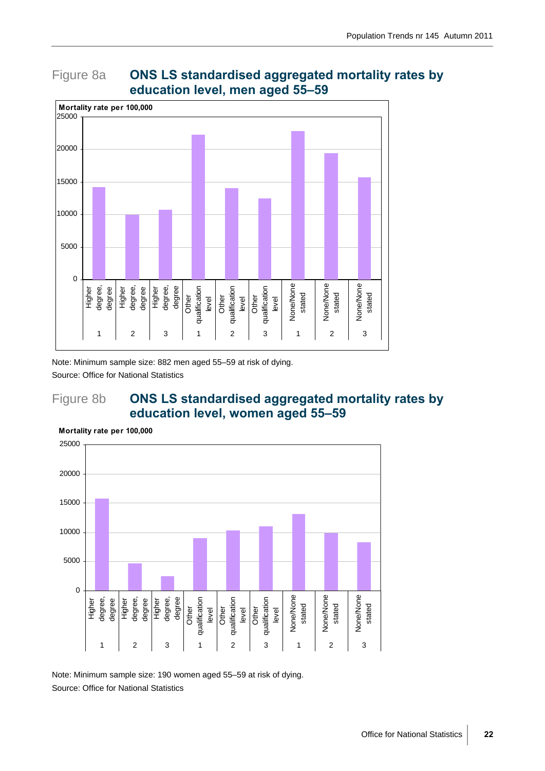## Figure 8a ONS LS standardised aggregated mortality rates by education level, men aged 55–59

Mortality rate per 100,000

Note: Minimum sample size: 882 men aged 55–59 at risk of dying.
Source: Office for National Statistics

## Figure 8b ONS LS standardised aggregated mortality rates by education level, women aged 55–59

Mortality rate per 100,000

Note: Minimum sample size: 190 women aged 55–59 at risk of dying.
Source: Office for National Statistics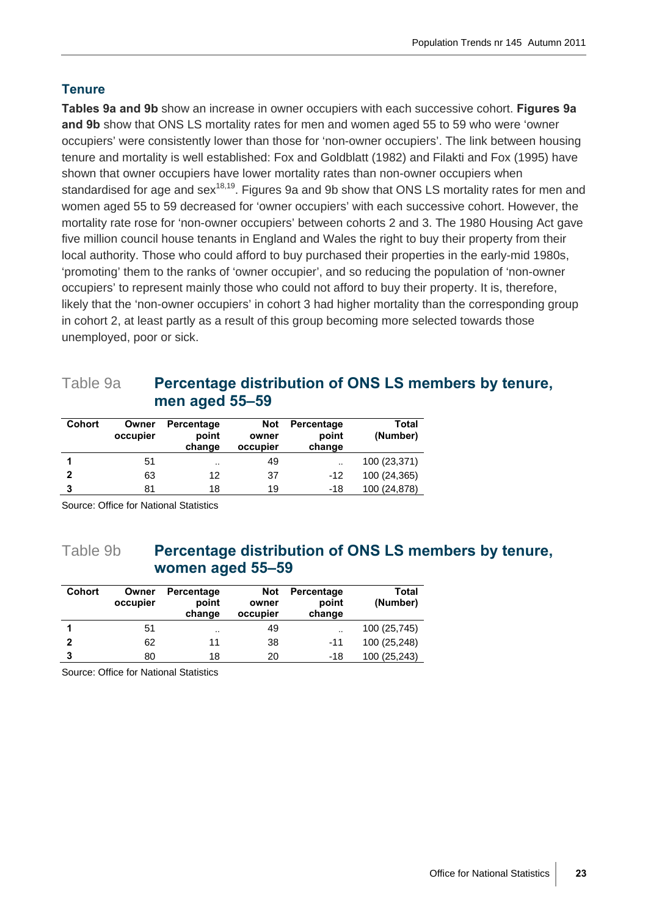## Tenure

**Tables 9a and 9b** show an increase in owner occupiers with each successive cohort. **Figures 9a and 9b** show that ONS LS mortality rates for men and women aged 55 to 59 who were 'owner occupiers' were consistently lower than those for 'non-owner occupiers'. The link between housing tenure and mortality is well established: Fox and Goldblatt (1982) and Filakti and Fox (1995) have shown that owner occupiers have lower mortality rates than non-owner occupiers when standardised for age and sex[18,19]. Figures 9a and 9b show that ONS LS mortality rates for men and women aged 55 to 59 decreased for 'owner occupiers' with each successive cohort. However, the mortality rate rose for 'non-owner occupiers' between cohorts 2 and 3. The 1980 Housing Act gave five million council house tenants in England and Wales the right to buy their property from their local authority. Those who could afford to buy purchased their properties in the early-mid 1980s, 'promoting' them to the ranks of 'owner occupier', and so reducing the population of 'non-owner occupiers' to represent mainly those who could not afford to buy their property. It is, therefore, likely that the 'non-owner occupiers' in cohort 3 had higher mortality than the corresponding group in cohort 2, at least partly as a result of this group becoming more selected towards those unemployed, poor or sick.

### Table 9a Percentage distribution of ONS LS members by tenure, men aged 55–59

| Cohort | Owner occupier | Percentage point change | Not owner occupier | Percentage point change | Total (Number) |
|---|---|---|---|---|---|
| **1** | 51 | .. | 49 | .. | 100 (23,371) |
| **2** | 63 | 12 | 37 | -12 | 100 (24,365) |
| **3** | 81 | 18 | 19 | -18 | 100 (24,878) |

Source: Office for National Statistics

### Table 9b Percentage distribution of ONS LS members by tenure, women aged 55–59

| Cohort | Owner occupier | Percentage point change | Not owner occupier | Percentage point change | Total (Number) |
|---|---|---|---|---|---|
| **1** | 51 | .. | 49 | .. | 100 (25,745) |
| **2** | 62 | 11 | 38 | -11 | 100 (25,248) |
| **3** | 80 | 18 | 20 | -18 | 100 (25,243) |

Source: Office for National Statistics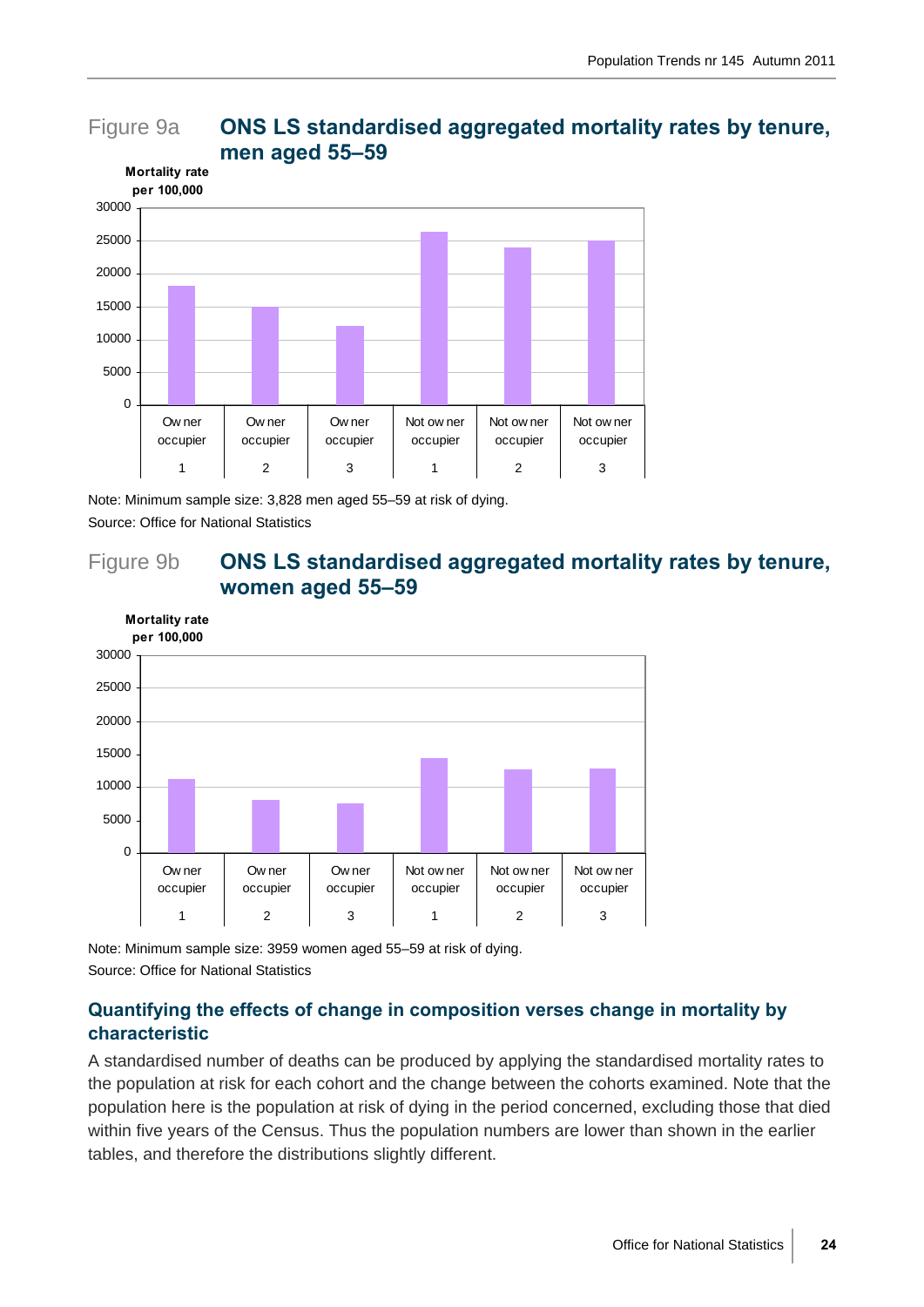## Figure 9a ONS LS standardised aggregated mortality rates by tenure, men aged 55–59

Note: Minimum sample size: 3,828 men aged 55–59 at risk of dying.

Source: Office for National Statistics

## Figure 9b ONS LS standardised aggregated mortality rates by tenure, women aged 55–59

Note: Minimum sample size: 3959 women aged 55–59 at risk of dying.

Source: Office for National Statistics

### Quantifying the effects of change in composition verses change in mortality by characteristic

A standardised number of deaths can be produced by applying the standardised mortality rates to the population at risk for each cohort and the change between the cohorts examined. Note that the population here is the population at risk of dying in the period concerned, excluding those that died within five years of the Census. Thus the population numbers are lower than shown in the earlier tables, and therefore the distributions slightly different.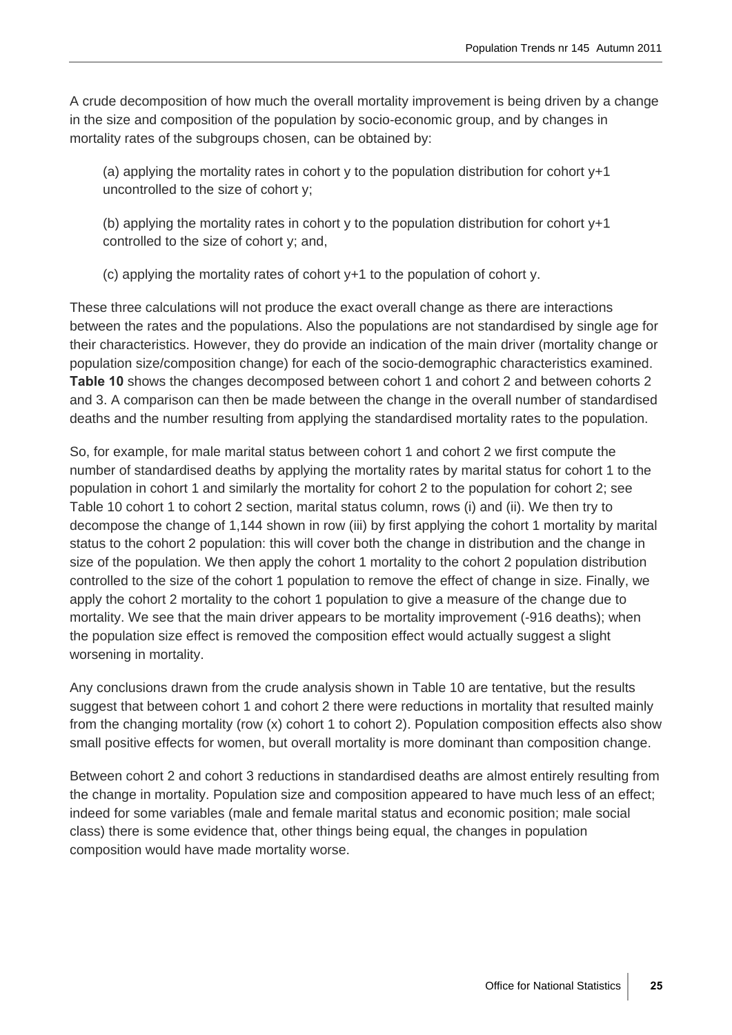A crude decomposition of how much the overall mortality improvement is being driven by a change in the size and composition of the population by socio-economic group, and by changes in mortality rates of the subgroups chosen, can be obtained by:

(a) applying the mortality rates in cohort y to the population distribution for cohort y+1 uncontrolled to the size of cohort y;

(b) applying the mortality rates in cohort y to the population distribution for cohort y+1 controlled to the size of cohort y; and,

(c) applying the mortality rates of cohort y+1 to the population of cohort y.

These three calculations will not produce the exact overall change as there are interactions between the rates and the populations. Also the populations are not standardised by single age for their characteristics. However, they do provide an indication of the main driver (mortality change or population size/composition change) for each of the socio-demographic characteristics examined. **Table 10** shows the changes decomposed between cohort 1 and cohort 2 and between cohorts 2 and 3. A comparison can then be made between the change in the overall number of standardised deaths and the number resulting from applying the standardised mortality rates to the population.

So, for example, for male marital status between cohort 1 and cohort 2 we first compute the number of standardised deaths by applying the mortality rates by marital status for cohort 1 to the population in cohort 1 and similarly the mortality for cohort 2 to the population for cohort 2; see Table 10 cohort 1 to cohort 2 section, marital status column, rows (i) and (ii). We then try to decompose the change of 1,144 shown in row (iii) by first applying the cohort 1 mortality by marital status to the cohort 2 population: this will cover both the change in distribution and the change in size of the population. We then apply the cohort 1 mortality to the cohort 2 population distribution controlled to the size of the cohort 1 population to remove the effect of change in size. Finally, we apply the cohort 2 mortality to the cohort 1 population to give a measure of the change due to mortality. We see that the main driver appears to be mortality improvement (-916 deaths); when the population size effect is removed the composition effect would actually suggest a slight worsening in mortality.

Any conclusions drawn from the crude analysis shown in Table 10 are tentative, but the results suggest that between cohort 1 and cohort 2 there were reductions in mortality that resulted mainly from the changing mortality (row (x) cohort 1 to cohort 2). Population composition effects also show small positive effects for women, but overall mortality is more dominant than composition change.

Between cohort 2 and cohort 3 reductions in standardised deaths are almost entirely resulting from the change in mortality. Population size and composition appeared to have much less of an effect; indeed for some variables (male and female marital status and economic position; male social class) there is some evidence that, other things being equal, the changes in population composition would have made mortality worse.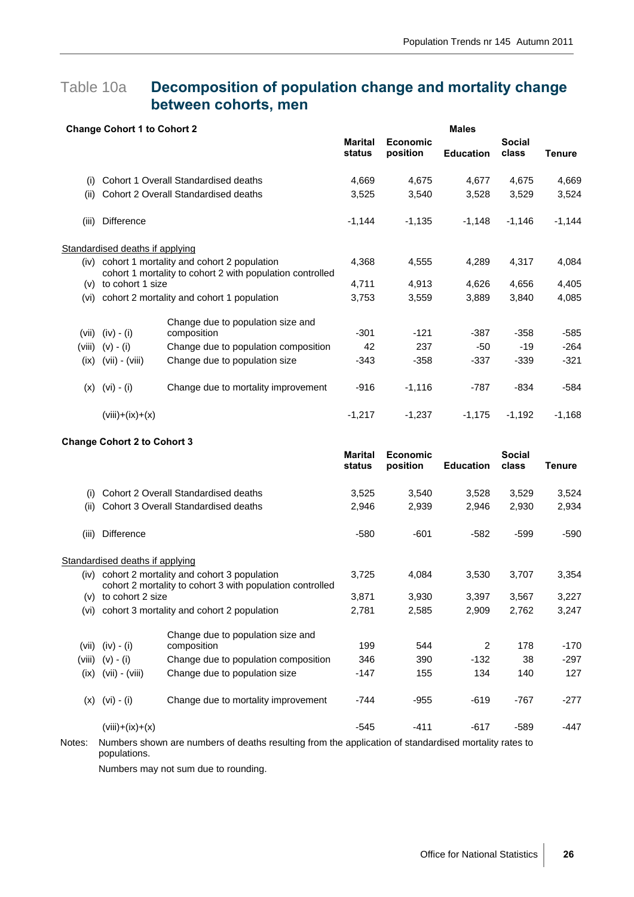## Table 10a **Decomposition of population change and mortality change between cohorts, men**

**Change Cohort 1 to Cohort 2**

| | | | Males | | | | |
|---|---|---|---|---|---|---|---|
| | | | **Marital status** | **Economic position** | **Education** | **Social class** | **Tenure** |
| (i) | Cohort 1 Overall Standardised deaths | | 4,669 | 4,675 | 4,677 | 4,675 | 4,669 |
| (ii) | Cohort 2 Overall Standardised deaths | | 3,525 | 3,540 | 3,528 | 3,529 | 3,524 |
| (iii) | Difference | | -1,144 | -1,135 | -1,148 | -1,146 | -1,144 |
| Standardised deaths if applying | | | | | | | |
| (iv) | cohort 1 mortality and cohort 2 population | | 4,368 | 4,555 | 4,289 | 4,317 | 4,084 |
| (v) | cohort 1 mortality to cohort 2 with population controlled to cohort 1 size | | 4,711 | 4,913 | 4,626 | 4,656 | 4,405 |
| (vi) | cohort 2 mortality and cohort 1 population | | 3,753 | 3,559 | 3,889 | 3,840 | 4,085 |
| (vii) | (iv) - (i) | Change due to population size and composition | -301 | -121 | -387 | -358 | -585 |
| (viii) | (v) - (i) | Change due to population composition | 42 | 237 | -50 | -19 | -264 |
| (ix) | (vii) - (viii) | Change due to population size | -343 | -358 | -337 | -339 | -321 |
| (x) | (vi) - (i) | Change due to mortality improvement | -916 | -1,116 | -787 | -834 | -584 |
| | (viii)+(ix)+(x) | | -1,217 | -1,237 | -1,175 | -1,192 | -1,168 |

**Change Cohort 2 to Cohort 3**

| | | | **Marital status** | **Economic position** | **Education** | **Social class** | **Tenure** |
|---|---|---|---|---|---|---|---|
| (i) | Cohort 2 Overall Standardised deaths | | 3,525 | 3,540 | 3,528 | 3,529 | 3,524 |
| (ii) | Cohort 3 Overall Standardised deaths | | 2,946 | 2,939 | 2,946 | 2,930 | 2,934 |
| (iii) | Difference | | -580 | -601 | -582 | -599 | -590 |
| Standardised deaths if applying | | | | | | | |
| (iv) | cohort 2 mortality and cohort 3 population | | 3,725 | 4,084 | 3,530 | 3,707 | 3,354 |
| (v) | cohort 2 mortality to cohort 3 with population controlled to cohort 2 size | | 3,871 | 3,930 | 3,397 | 3,567 | 3,227 |
| (vi) | cohort 3 mortality and cohort 2 population | | 2,781 | 2,585 | 2,909 | 2,762 | 3,247 |
| (vii) | (iv) - (i) | Change due to population size and composition | 199 | 544 | 2 | 178 | -170 |
| (viii) | (v) - (i) | Change due to population composition | 346 | 390 | -132 | 38 | -297 |
| (ix) | (vii) - (viii) | Change due to population size | -147 | 155 | 134 | 140 | 127 |
| (x) | (vi) - (i) | Change due to mortality improvement | -744 | -955 | -619 | -767 | -277 |
| | (viii)+(ix)+(x) | | -545 | -411 | -617 | -589 | -447 |

Notes: Numbers shown are numbers of deaths resulting from the application of standardised mortality rates to populations.

Numbers may not sum due to rounding.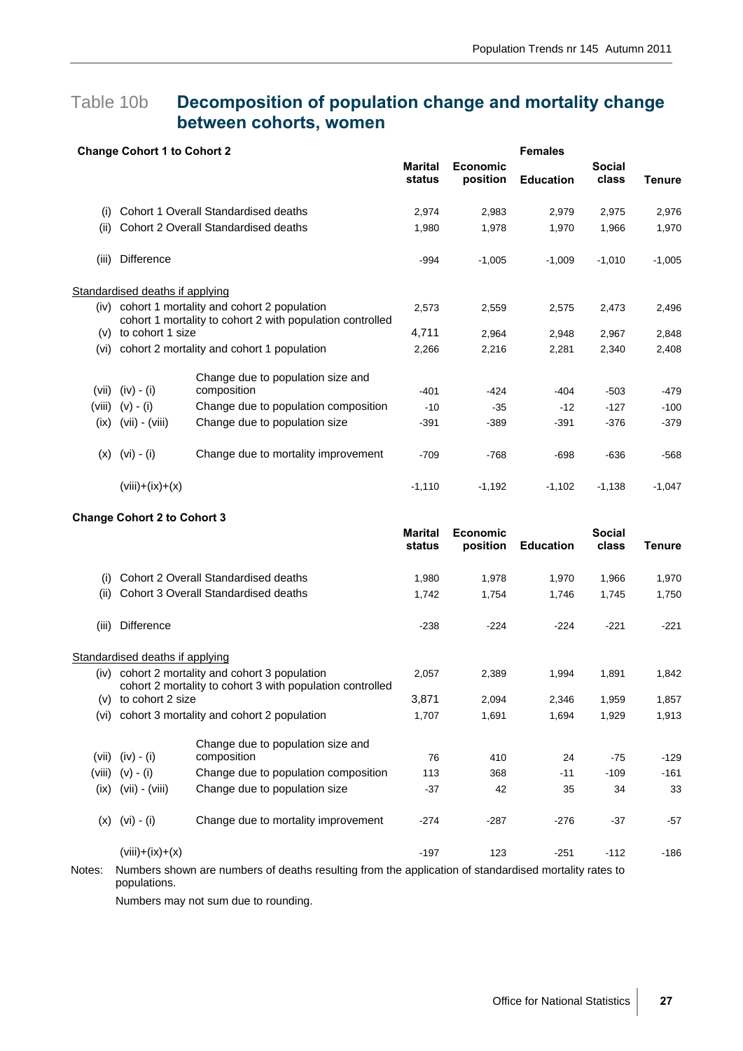## Table 10b **Decomposition of population change and mortality change between cohorts, women**

**Change Cohort 1 to Cohort 2**

| | | | Females | | | | |
|---|---|---|---|---|---|---|---|
| | | | Marital status | Economic position | Education | Social class | Tenure |
| (i) | Cohort 1 Overall Standardised deaths | | 2,974 | 2,983 | 2,979 | 2,975 | 2,976 |
| (ii) | Cohort 2 Overall Standardised deaths | | 1,980 | 1,978 | 1,970 | 1,966 | 1,970 |
| (iii) | Difference | | -994 | -1,005 | -1,009 | -1,010 | -1,005 |
| Standardised deaths if applying | | | | | | | |
| (iv) | cohort 1 mortality and cohort 2 population | | 2,573 | 2,559 | 2,575 | 2,473 | 2,496 |
| (v) | cohort 1 mortality to cohort 2 with population controlled to cohort 1 size | | 4,711 | 2,964 | 2,948 | 2,967 | 2,848 |
| (vi) | cohort 2 mortality and cohort 1 population | | 2,266 | 2,216 | 2,281 | 2,340 | 2,408 |
| (vii) | (iv) - (i) | Change due to population size and composition | -401 | -424 | -404 | -503 | -479 |
| (viii) | (v) - (i) | Change due to population composition | -10 | -35 | -12 | -127 | -100 |
| (ix) | (vii) - (viii) | Change due to population size | -391 | -389 | -391 | -376 | -379 |
| (x) | (vi) - (i) | Change due to mortality improvement | -709 | -768 | -698 | -636 | -568 |
| | (viii)+(ix)+(x) | | -1,110 | -1,192 | -1,102 | -1,138 | -1,047 |

**Change Cohort 2 to Cohort 3**

| | | | Marital status | Economic position | Education | Social class | Tenure |
|---|---|---|---|---|---|---|---|
| (i) | Cohort 2 Overall Standardised deaths | | 1,980 | 1,978 | 1,970 | 1,966 | 1,970 |
| (ii) | Cohort 3 Overall Standardised deaths | | 1,742 | 1,754 | 1,746 | 1,745 | 1,750 |
| (iii) | Difference | | -238 | -224 | -224 | -221 | -221 |
| Standardised deaths if applying | | | | | | | |
| (iv) | cohort 2 mortality and cohort 3 population | | 2,057 | 2,389 | 1,994 | 1,891 | 1,842 |
| (v) | cohort 2 mortality to cohort 3 with population controlled to cohort 2 size | | 3,871 | 2,094 | 2,346 | 1,959 | 1,857 |
| (vi) | cohort 3 mortality and cohort 2 population | | 1,707 | 1,691 | 1,694 | 1,929 | 1,913 |
| (vii) | (iv) - (i) | Change due to population size and composition | 76 | 410 | 24 | -75 | -129 |
| (viii) | (v) - (i) | Change due to population composition | 113 | 368 | -11 | -109 | -161 |
| (ix) | (vii) - (viii) | Change due to population size | -37 | 42 | 35 | 34 | 33 |
| (x) | (vi) - (i) | Change due to mortality improvement | -274 | -287 | -276 | -37 | -57 |
| | (viii)+(ix)+(x) | | -197 | 123 | -251 | -112 | -186 |

Notes: Numbers shown are numbers of deaths resulting from the application of standardised mortality rates to populations.

Numbers may not sum due to rounding.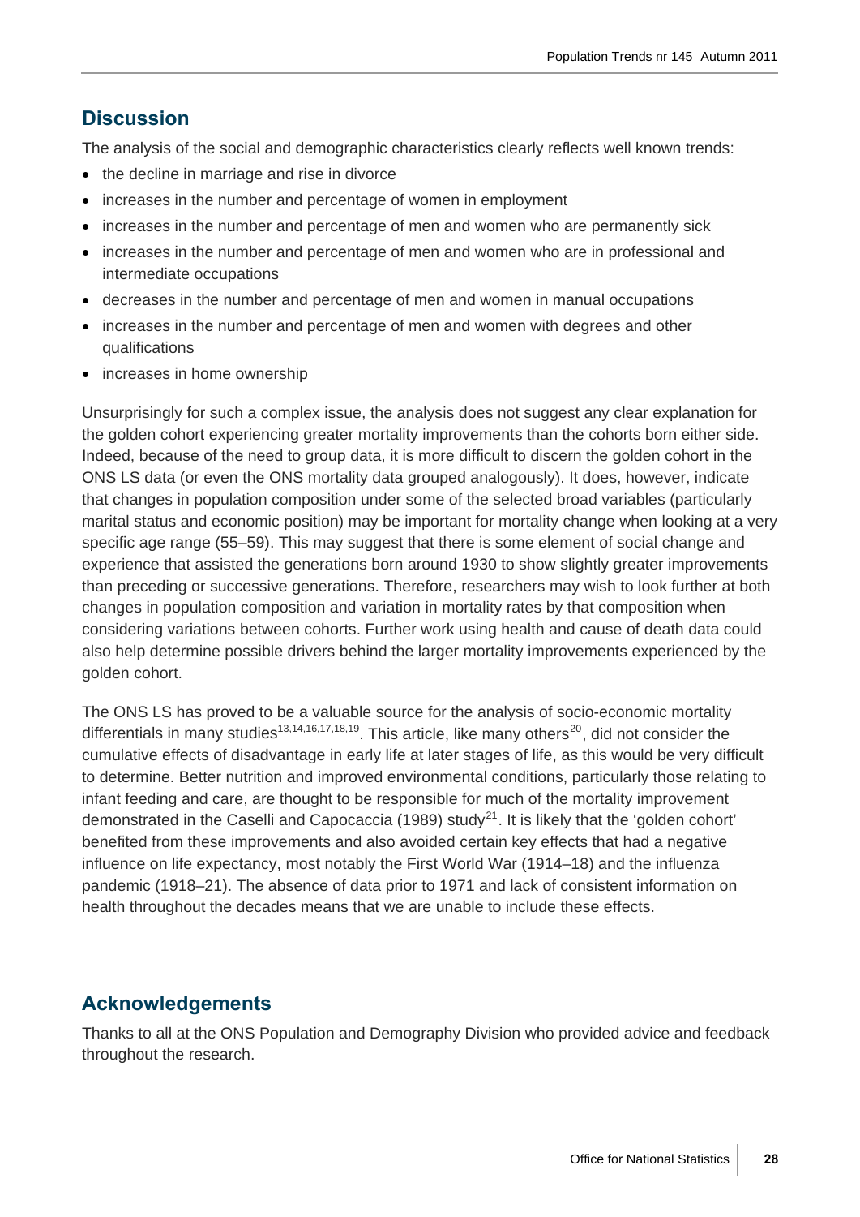## Discussion

The analysis of the social and demographic characteristics clearly reflects well known trends:

- the decline in marriage and rise in divorce
- increases in the number and percentage of women in employment
- increases in the number and percentage of men and women who are permanently sick
- increases in the number and percentage of men and women who are in professional and intermediate occupations
- decreases in the number and percentage of men and women in manual occupations
- increases in the number and percentage of men and women with degrees and other qualifications
- increases in home ownership

Unsurprisingly for such a complex issue, the analysis does not suggest any clear explanation for the golden cohort experiencing greater mortality improvements than the cohorts born either side. Indeed, because of the need to group data, it is more difficult to discern the golden cohort in the ONS LS data (or even the ONS mortality data grouped analogously). It does, however, indicate that changes in population composition under some of the selected broad variables (particularly marital status and economic position) may be important for mortality change when looking at a very specific age range (55–59). This may suggest that there is some element of social change and experience that assisted the generations born around 1930 to show slightly greater improvements than preceding or successive generations. Therefore, researchers may wish to look further at both changes in population composition and variation in mortality rates by that composition when considering variations between cohorts. Further work using health and cause of death data could also help determine possible drivers behind the larger mortality improvements experienced by the golden cohort.

The ONS LS has proved to be a valuable source for the analysis of socio-economic mortality differentials in many studies[13,14,16,17,18,19]. This article, like many others[20], did not consider the cumulative effects of disadvantage in early life at later stages of life, as this would be very difficult to determine. Better nutrition and improved environmental conditions, particularly those relating to infant feeding and care, are thought to be responsible for much of the mortality improvement demonstrated in the Caselli and Capocaccia (1989) study[21]. It is likely that the 'golden cohort' benefited from these improvements and also avoided certain key effects that had a negative influence on life expectancy, most notably the First World War (1914–18) and the influenza pandemic (1918–21). The absence of data prior to 1971 and lack of consistent information on health throughout the decades means that we are unable to include these effects.

## Acknowledgements

Thanks to all at the ONS Population and Demography Division who provided advice and feedback throughout the research.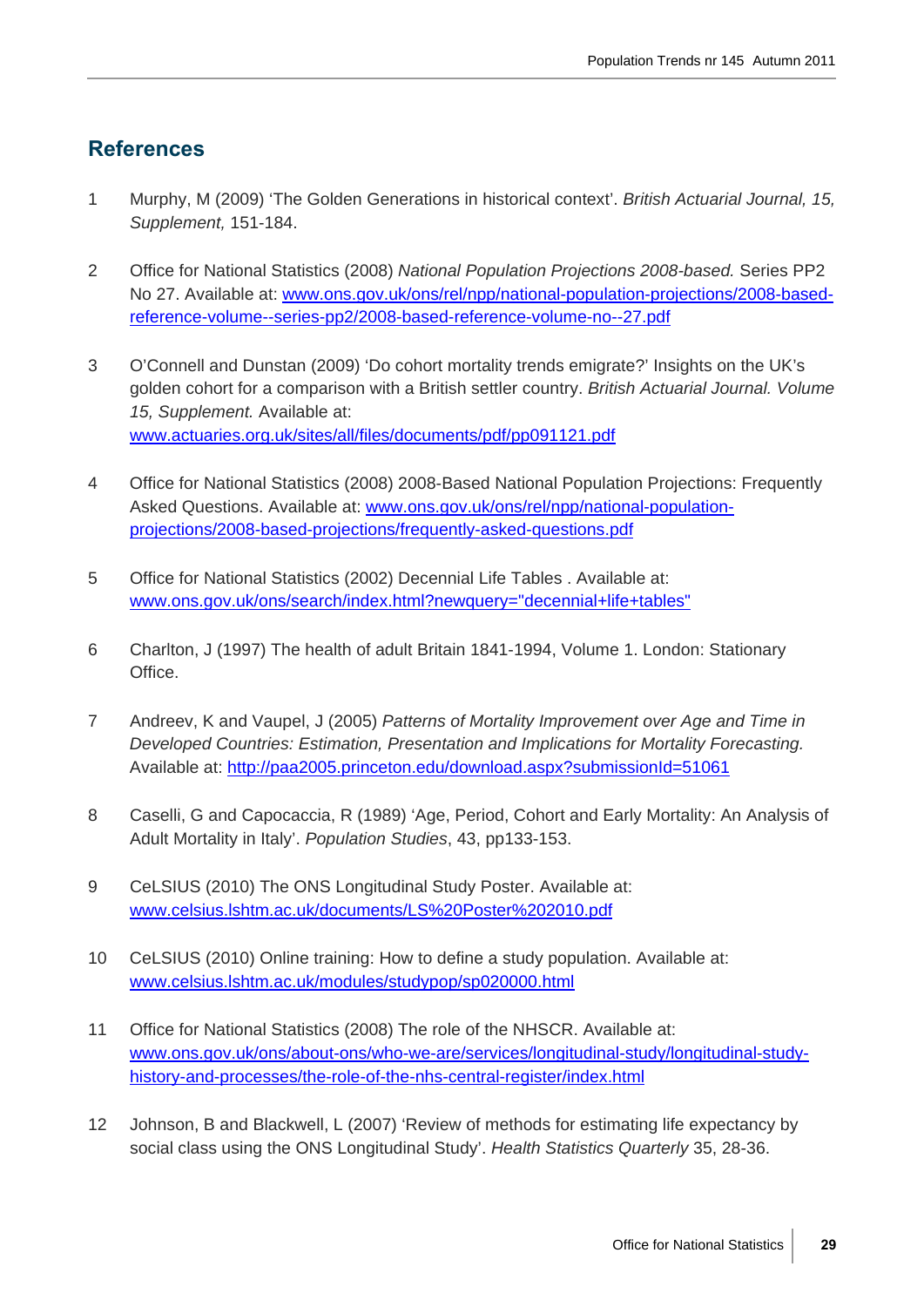## References

1. Murphy, M (2009) 'The Golden Generations in historical context'. *British Actuarial Journal, 15, Supplement,* 151-184.

2. Office for National Statistics (2008) *National Population Projections 2008-based.* Series PP2 No 27. Available at: www.ons.gov.uk/ons/rel/npp/national-population-projections/2008-based-reference-volume--series-pp2/2008-based-reference-volume-no--27.pdf

3. O'Connell and Dunstan (2009) 'Do cohort mortality trends emigrate?' Insights on the UK's golden cohort for a comparison with a British settler country. *British Actuarial Journal. Volume 15, Supplement.* Available at: www.actuaries.org.uk/sites/all/files/documents/pdf/pp091121.pdf

4. Office for National Statistics (2008) 2008-Based National Population Projections: Frequently Asked Questions. Available at: www.ons.gov.uk/ons/rel/npp/national-population-projections/2008-based-projections/frequently-asked-questions.pdf

5. Office for National Statistics (2002) Decennial Life Tables . Available at: www.ons.gov.uk/ons/search/index.html?newquery="decennial+life+tables"

6. Charlton, J (1997) The health of adult Britain 1841-1994, Volume 1. London: Stationary Office.

7. Andreev, K and Vaupel, J (2005) *Patterns of Mortality Improvement over Age and Time in Developed Countries: Estimation, Presentation and Implications for Mortality Forecasting.* Available at: http://paa2005.princeton.edu/download.aspx?submissionId=51061

8. Caselli, G and Capocaccia, R (1989) 'Age, Period, Cohort and Early Mortality: An Analysis of Adult Mortality in Italy'. *Population Studies*, 43, pp133-153.

9. CeLSIUS (2010) The ONS Longitudinal Study Poster. Available at: www.celsius.lshtm.ac.uk/documents/LS%20Poster%202010.pdf

10. CeLSIUS (2010) Online training: How to define a study population. Available at: www.celsius.lshtm.ac.uk/modules/studypop/sp020000.html

11. Office for National Statistics (2008) The role of the NHSCR. Available at: www.ons.gov.uk/ons/about-ons/who-we-are/services/longitudinal-study/longitudinal-study-history-and-processes/the-role-of-the-nhs-central-register/index.html

12. Johnson, B and Blackwell, L (2007) 'Review of methods for estimating life expectancy by social class using the ONS Longitudinal Study'. *Health Statistics Quarterly* 35, 28-36.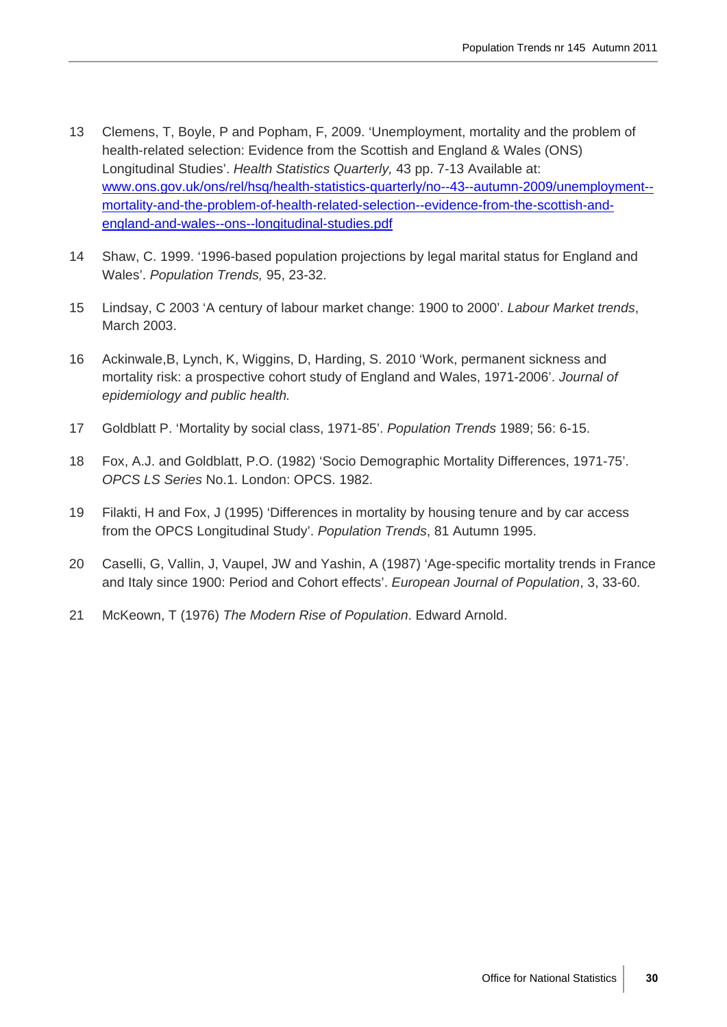13 Clemens, T, Boyle, P and Popham, F, 2009. 'Unemployment, mortality and the problem of health-related selection: Evidence from the Scottish and England & Wales (ONS) Longitudinal Studies'. *Health Statistics Quarterly,* 43 pp. 7-13 Available at: [www.ons.gov.uk/ons/rel/hsq/health-statistics-quarterly/no--43--autumn-2009/unemployment--mortality-and-the-problem-of-health-related-selection--evidence-from-the-scottish-and-england-and-wales--ons--longitudinal-studies.pdf](www.ons.gov.uk/ons/rel/hsq/health-statistics-quarterly/no--43--autumn-2009/unemployment--mortality-and-the-problem-of-health-related-selection--evidence-from-the-scottish-and-england-and-wales--ons--longitudinal-studies.pdf)

14 Shaw, C. 1999. '1996-based population projections by legal marital status for England and Wales'. *Population Trends,* 95, 23-32.

15 Lindsay, C 2003 'A century of labour market change: 1900 to 2000'. *Labour Market trends*, March 2003.

16 Ackinwale,B, Lynch, K, Wiggins, D, Harding, S. 2010 'Work, permanent sickness and mortality risk: a prospective cohort study of England and Wales, 1971-2006'. *Journal of epidemiology and public health.*

17 Goldblatt P. 'Mortality by social class, 1971-85'. *Population Trends* 1989; 56: 6-15.

18 Fox, A.J. and Goldblatt, P.O. (1982) 'Socio Demographic Mortality Differences, 1971-75'. *OPCS LS Series* No.1. London: OPCS. 1982.

19 Filakti, H and Fox, J (1995) 'Differences in mortality by housing tenure and by car access from the OPCS Longitudinal Study'. *Population Trends*, 81 Autumn 1995.

20 Caselli, G, Vallin, J, Vaupel, JW and Yashin, A (1987) 'Age-specific mortality trends in France and Italy since 1900: Period and Cohort effects'. *European Journal of Population*, 3, 33-60.

21 McKeown, T (1976) *The Modern Rise of Population*. Edward Arnold.